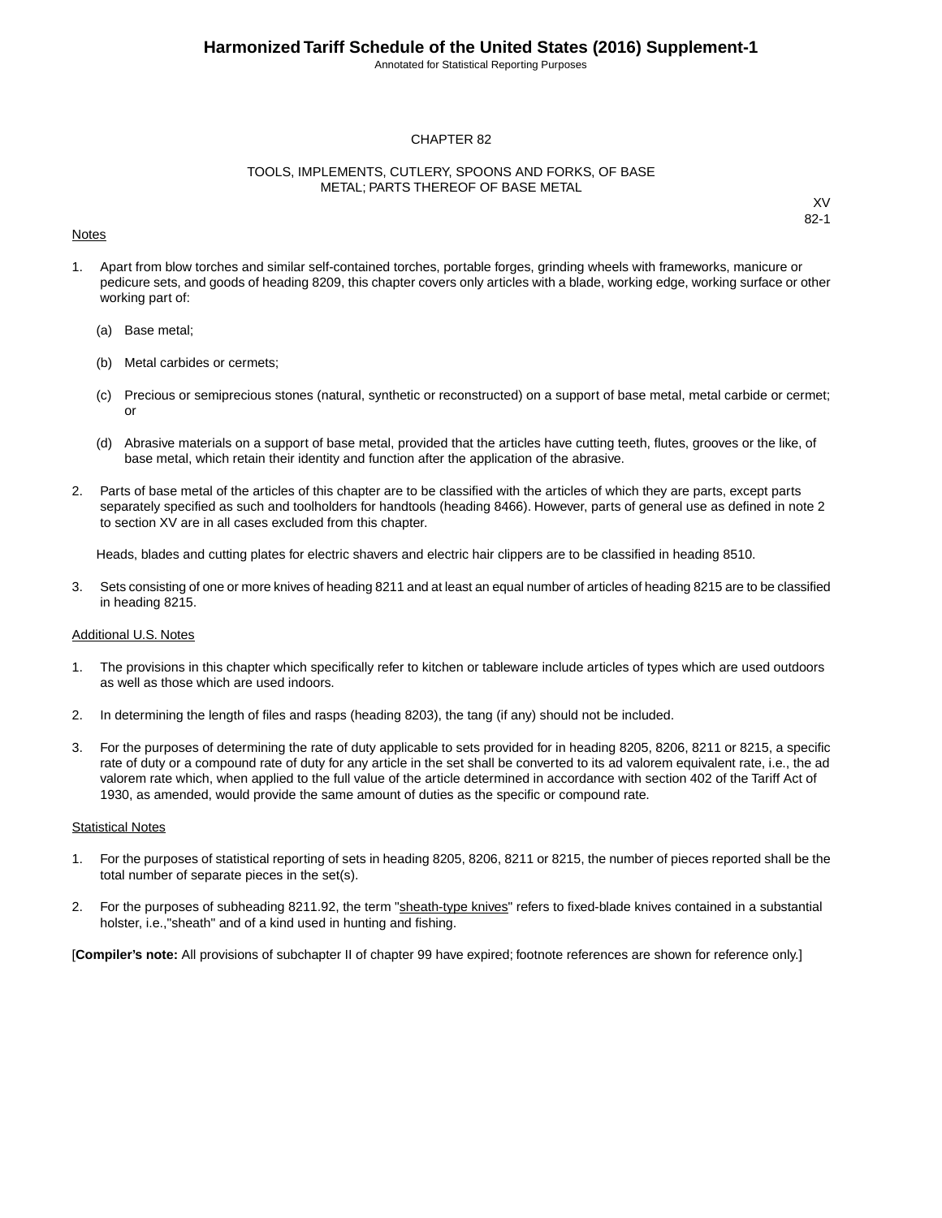# CHAPTER 82

## TOOLS, IMPLEMENTS, CUTLERY, SPOONS AND FORKS, OF BASE METAL; PARTS THEREOF OF BASE METAL

XV
82-1

Notes

1. Apart from blow torches and similar self-contained torches, portable forges, grinding wheels with frameworks, manicure or pedicure sets, and goods of heading 8209, this chapter covers only articles with a blade, working edge, working surface or other working part of:

   (a) Base metal;

   (b) Metal carbides or cermets;

   (c) Precious or semiprecious stones (natural, synthetic or reconstructed) on a support of base metal, metal carbide or cermet; or

   (d) Abrasive materials on a support of base metal, provided that the articles have cutting teeth, flutes, grooves or the like, of base metal, which retain their identity and function after the application of the abrasive.

2. Parts of base metal of the articles of this chapter are to be classified with the articles of which they are parts, except parts separately specified as such and toolholders for handtools (heading 8466). However, parts of general use as defined in note 2 to section XV are in all cases excluded from this chapter.

   Heads, blades and cutting plates for electric shavers and electric hair clippers are to be classified in heading 8510.

3. Sets consisting of one or more knives of heading 8211 and at least an equal number of articles of heading 8215 are to be classified in heading 8215.

Additional U.S. Notes

1. The provisions in this chapter which specifically refer to kitchen or tableware include articles of types which are used outdoors as well as those which are used indoors.

2. In determining the length of files and rasps (heading 8203), the tang (if any) should not be included.

3. For the purposes of determining the rate of duty applicable to sets provided for in heading 8205, 8206, 8211 or 8215, a specific rate of duty or a compound rate of duty for any article in the set shall be converted to its ad valorem equivalent rate, i.e., the ad valorem rate which, when applied to the full value of the article determined in accordance with section 402 of the Tariff Act of 1930, as amended, would provide the same amount of duties as the specific or compound rate.

Statistical Notes

1. For the purposes of statistical reporting of sets in heading 8205, 8206, 8211 or 8215, the number of pieces reported shall be the total number of separate pieces in the set(s).

2. For the purposes of subheading 8211.92, the term "sheath-type knives" refers to fixed-blade knives contained in a substantial holster, i.e.,"sheath" and of a kind used in hunting and fishing.

[**Compiler's note:** All provisions of subchapter II of chapter 99 have expired; footnote references are shown for reference only.]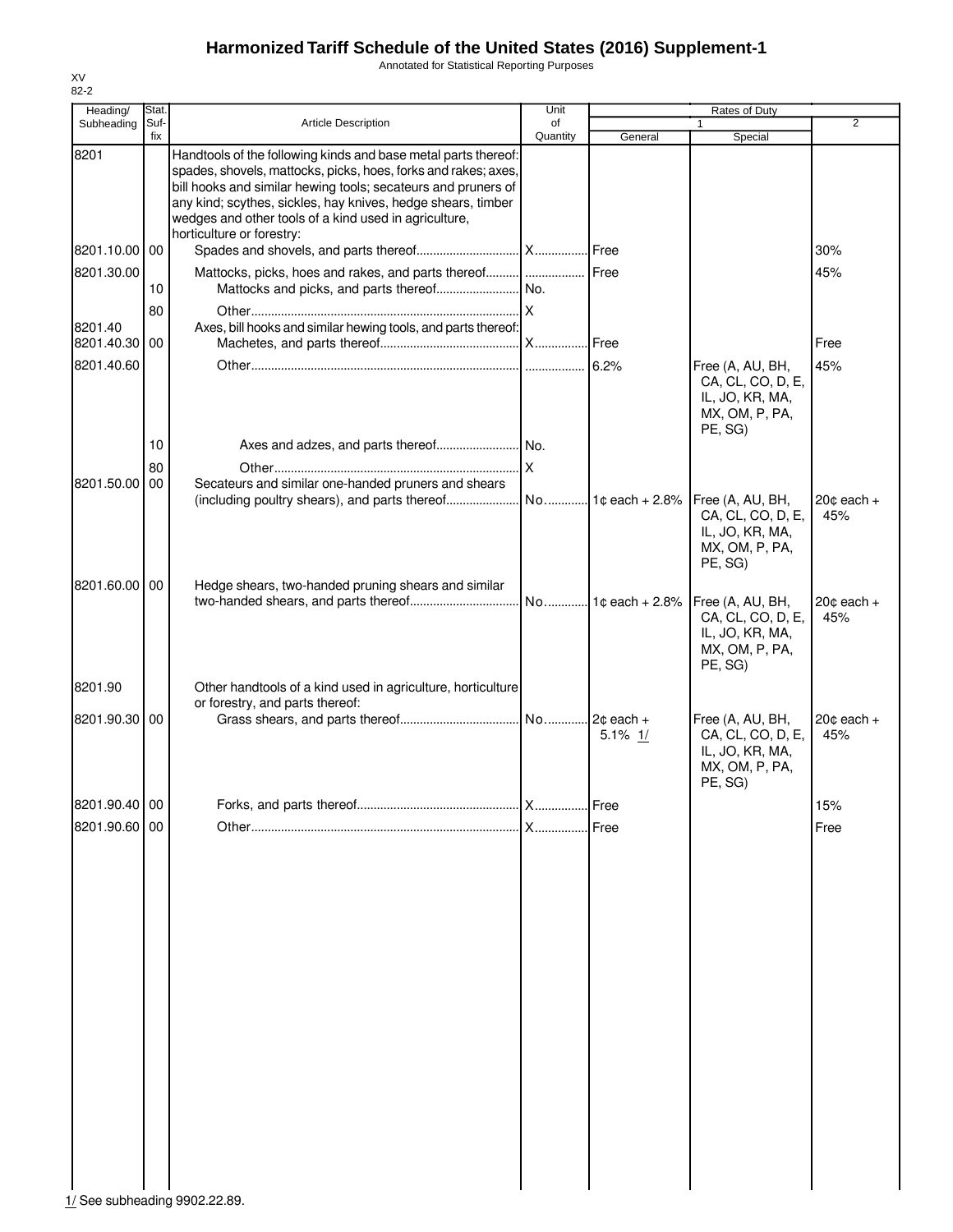# Harmonized Tariff Schedule of the United States (2016) Supplement-1

Annotated for Statistical Reporting Purposes

XV
82-2

| Heading/ Subheading | Stat. Suf-fix | Article Description | Unit of Quantity | Rates of Duty 1 General | Rates of Duty 1 Special | Rates of Duty 2 |
|---|---|---|---|---|---|---|
| 8201 | | Handtools of the following kinds and base metal parts thereof: spades, shovels, mattocks, picks, hoes, forks and rakes; axes, bill hooks and similar hewing tools; secateurs and pruners of any kind; scythes, sickles, hay knives, hedge shears, timber wedges and other tools of a kind used in agriculture, horticulture or forestry: | | | | |
| 8201.10.00 | 00 | Spades and shovels, and parts thereof | X | Free | | 30% |
| 8201.30.00 | | Mattocks, picks, hoes and rakes, and parts thereof | | Free | | 45% |
| | 10 | Mattocks and picks, and parts thereof | No. | | | |
| | 80 | Other | X | | | |
| 8201.40 | | Axes, bill hooks and similar hewing tools, and parts thereof: | | | | |
| 8201.40.30 | 00 | Machetes, and parts thereof | X | Free | | Free |
| 8201.40.60 | | Other | | 6.2% | Free (A, AU, BH, CA, CL, CO, D, E, IL, JO, KR, MA, MX, OM, P, PA, PE, SG) | 45% |
| | 10 | Axes and adzes, and parts thereof | No. | | | |
| | 80 | Other | X | | | |
| 8201.50.00 | 00 | Secateurs and similar one-handed pruners and shears (including poultry shears), and parts thereof | No. | 1¢ each + 2.8% | Free (A, AU, BH, CA, CL, CO, D, E, IL, JO, KR, MA, MX, OM, P, PA, PE, SG) | 20¢ each + 45% |
| 8201.60.00 | 00 | Hedge shears, two-handed pruning shears and similar two-handed shears, and parts thereof | No. | 1¢ each + 2.8% | Free (A, AU, BH, CA, CL, CO, D, E, IL, JO, KR, MA, MX, OM, P, PA, PE, SG) | 20¢ each + 45% |
| 8201.90 | | Other handtools of a kind used in agriculture, horticulture or forestry, and parts thereof: | | | | |
| 8201.90.30 | 00 | Grass shears, and parts thereof | No. | 2¢ each + 5.1% 1/ | Free (A, AU, BH, CA, CL, CO, D, E, IL, JO, KR, MA, MX, OM, P, PA, PE, SG) | 20¢ each + 45% |
| 8201.90.40 | 00 | Forks, and parts thereof | X | Free | | 15% |
| 8201.90.60 | 00 | Other | X | Free | | Free |

1/ See subheading 9902.22.89.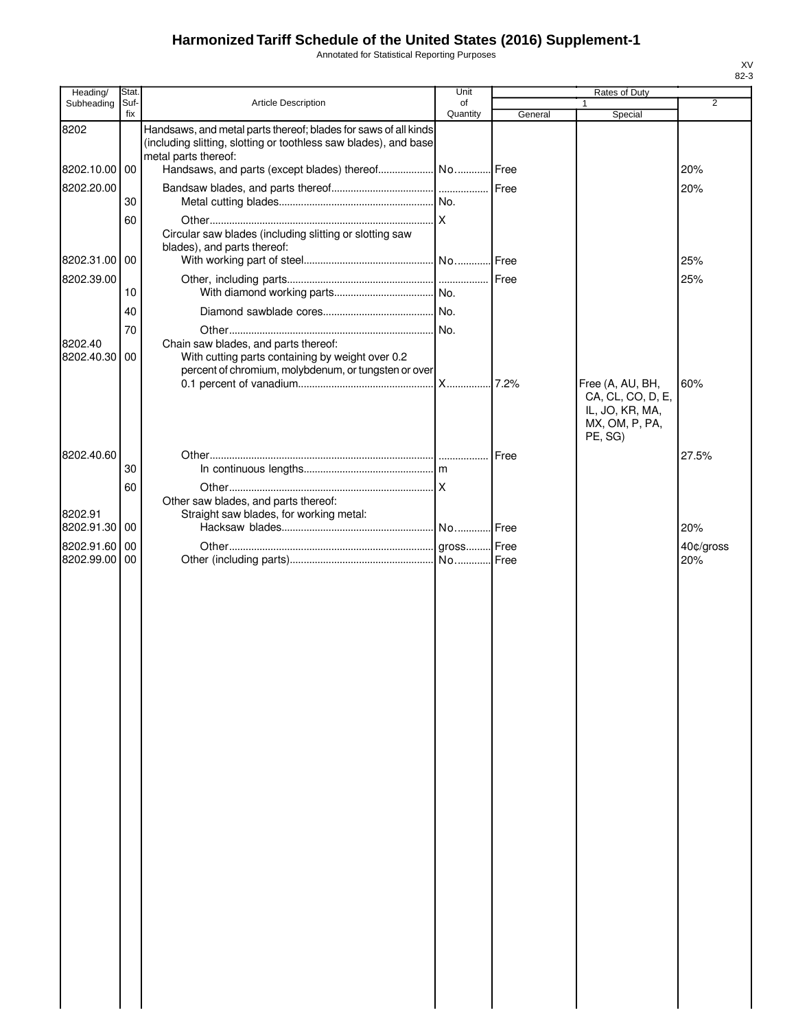# Harmonized Tariff Schedule of the United States (2016) Supplement-1

Annotated for Statistical Reporting Purposes

XV
82-3

| Heading/ Subheading | Stat. Suf-fix | Article Description | Unit of Quantity | Rates of Duty 1 General | Rates of Duty 1 Special | Rates of Duty 2 |
|---|---|---|---|---|---|---|
| 8202 | | Handsaws, and metal parts thereof; blades for saws of all kinds (including slitting, slotting or toothless saw blades), and base metal parts thereof: | | | | |
| 8202.10.00 | 00 | Handsaws, and parts (except blades) thereof | No. | Free | | 20% |
| 8202.20.00 | | Bandsaw blades, and parts thereof | | Free | | 20% |
| | 30 | Metal cutting blades | No. | | | |
| | 60 | Other | X | | | |
| | | Circular saw blades (including slitting or slotting saw blades), and parts thereof: | | | | |
| 8202.31.00 | 00 | With working part of steel | No. | Free | | 25% |
| 8202.39.00 | | Other, including parts | | Free | | 25% |
| | 10 | With diamond working parts | No. | | | |
| | 40 | Diamond sawblade cores | No. | | | |
| | 70 | Other | No. | | | |
| 8202.40 | | Chain saw blades, and parts thereof: | | | | |
| 8202.40.30 | 00 | With cutting parts containing by weight over 0.2 percent of chromium, molybdenum, or tungsten or over 0.1 percent of vanadium | X | 7.2% | Free (A, AU, BH, CA, CL, CO, D, E, IL, JO, KR, MA, MX, OM, P, PA, PE, SG) | 60% |
| 8202.40.60 | | Other | | Free | | 27.5% |
| | 30 | In continuous lengths | m | | | |
| | 60 | Other | X | | | |
| | | Other saw blades, and parts thereof: | | | | |
| 8202.91 | | Straight saw blades, for working metal: | | | | |
| 8202.91.30 | 00 | Hacksaw blades | No. | Free | | 20% |
| 8202.91.60 | 00 | Other | gross | Free | | 40¢/gross |
| 8202.99.00 | 00 | Other (including parts) | No. | Free | | 20% |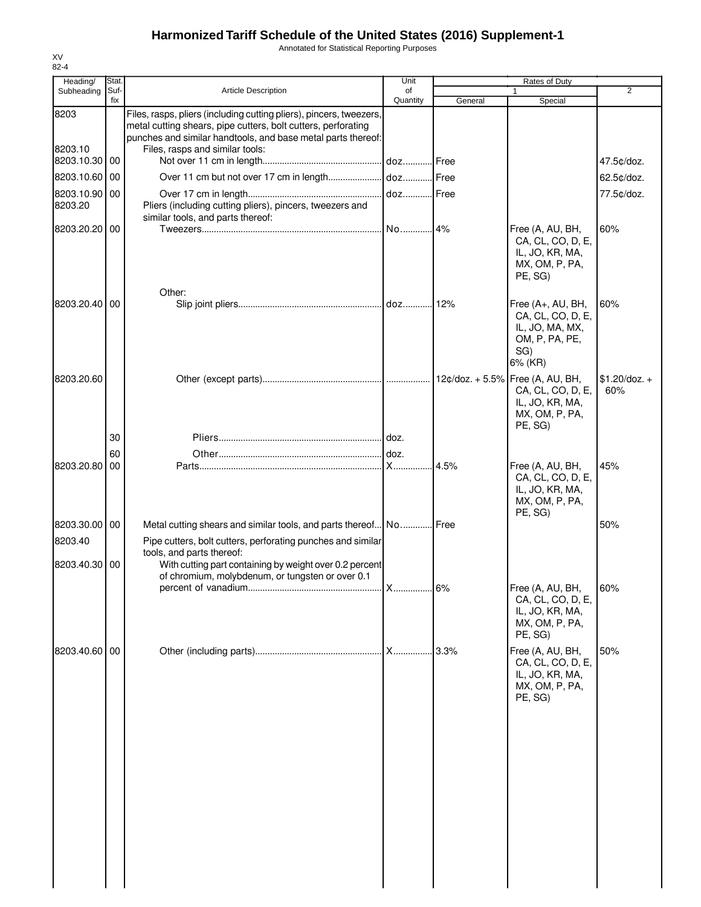# Harmonized Tariff Schedule of the United States (2016) Supplement-1

Annotated for Statistical Reporting Purposes

XV
82-4

| Heading/ Subheading | Stat. Suf- fix | Article Description | Unit of Quantity | Rates of Duty 1 General | Special | 2 |
|---|---|---|---|---|---|---|
| 8203 | | Files, rasps, pliers (including cutting pliers), pincers, tweezers, metal cutting shears, pipe cutters, bolt cutters, perforating punches and similar handtools, and base metal parts thereof: | | | | |
| 8203.10 | | Files, rasps and similar tools: | | | | |
| 8203.10.30 | 00 | Not over 11 cm in length | doz. | Free | | 47.5¢/doz. |
| 8203.10.60 | 00 | Over 11 cm but not over 17 cm in length | doz. | Free | | 62.5¢/doz. |
| 8203.10.90 | 00 | Over 17 cm in length | doz. | Free | | 77.5¢/doz. |
| 8203.20 | | Pliers (including cutting pliers), pincers, tweezers and similar tools, and parts thereof: | | | | |
| 8203.20.20 | 00 | Tweezers | No. | 4% | Free (A, AU, BH, CA, CL, CO, D, E, IL, JO, KR, MA, MX, OM, P, PA, PE, SG) | 60% |
| | | Other: | | | | |
| 8203.20.40 | 00 | Slip joint pliers | doz. | 12% | Free (A+, AU, BH, CA, CL, CO, D, E, IL, JO, MA, MX, OM, P, PA, PE, SG) 6% (KR) | 60% |
| 8203.20.60 | | Other (except parts) | | 12¢/doz. + 5.5% | Free (A, AU, BH, CA, CL, CO, D, E, IL, JO, KR, MA, MX, OM, P, PA, PE, SG) | $1.20/doz. + 60% |
| | 30 | Pliers | doz. | | | |
| | 60 | Other | doz. | | | |
| 8203.20.80 | 00 | Parts | X | 4.5% | Free (A, AU, BH, CA, CL, CO, D, E, IL, JO, KR, MA, MX, OM, P, PA, PE, SG) | 45% |
| 8203.30.00 | 00 | Metal cutting shears and similar tools, and parts thereof | No. | Free | | 50% |
| 8203.40 | | Pipe cutters, bolt cutters, perforating punches and similar tools, and parts thereof: | | | | |
| 8203.40.30 | 00 | With cutting part containing by weight over 0.2 percent of chromium, molybdenum, or tungsten or over 0.1 percent of vanadium | X | 6% | Free (A, AU, BH, CA, CL, CO, D, E, IL, JO, KR, MA, MX, OM, P, PA, PE, SG) | 60% |
| 8203.40.60 | 00 | Other (including parts) | X | 3.3% | Free (A, AU, BH, CA, CL, CO, D, E, IL, JO, KR, MA, MX, OM, P, PA, PE, SG) | 50% |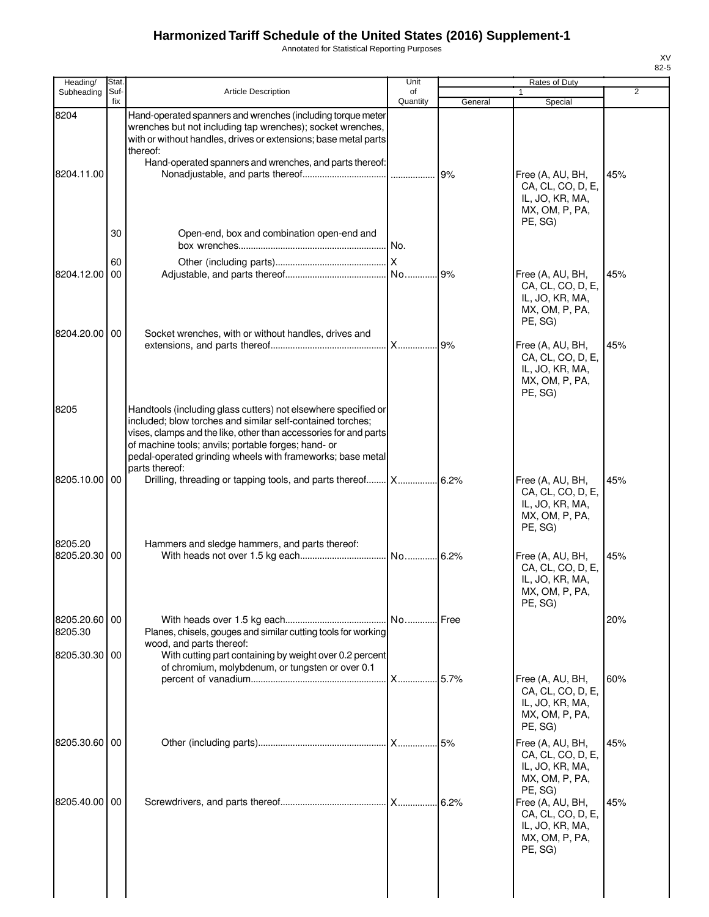# Harmonized Tariff Schedule of the United States (2016) Supplement-1

Annotated for Statistical Reporting Purposes

XV
82-5

| Heading/ Subheading | Stat. Suf- fix | Article Description | Unit of Quantity | Rates of Duty 1 General | Special | 2 |
|---|---|---|---|---|---|---|
| 8204 | | Hand-operated spanners and wrenches (including torque meter wrenches but not including tap wrenches); socket wrenches, with or without handles, drives or extensions; base metal parts thereof: | | | | |
| | | Hand-operated spanners and wrenches, and parts thereof: | | | | |
| 8204.11.00 | | Nonadjustable, and parts thereof | | 9% | Free (A, AU, BH, CA, CL, CO, D, E, IL, JO, KR, MA, MX, OM, P, PA, PE, SG) | 45% |
| | 30 | Open-end, box and combination open-end and box wrenches | No. | | | |
| | 60 | Other (including parts) | X | | | |
| 8204.12.00 | 00 | Adjustable, and parts thereof | No. | 9% | Free (A, AU, BH, CA, CL, CO, D, E, IL, JO, KR, MA, MX, OM, P, PA, PE, SG) | 45% |
| 8204.20.00 | 00 | Socket wrenches, with or without handles, drives and extensions, and parts thereof | X | 9% | Free (A, AU, BH, CA, CL, CO, D, E, IL, JO, KR, MA, MX, OM, P, PA, PE, SG) | 45% |
| 8205 | | Handtools (including glass cutters) not elsewhere specified or included; blow torches and similar self-contained torches; vises, clamps and the like, other than accessories for and parts of machine tools; anvils; portable forges; hand- or pedal-operated grinding wheels with frameworks; base metal parts thereof: | | | | |
| 8205.10.00 | 00 | Drilling, threading or tapping tools, and parts thereof | X | 6.2% | Free (A, AU, BH, CA, CL, CO, D, E, IL, JO, KR, MA, MX, OM, P, PA, PE, SG) | 45% |
| 8205.20 | | Hammers and sledge hammers, and parts thereof: | | | | |
| 8205.20.30 | 00 | With heads not over 1.5 kg each | No. | 6.2% | Free (A, AU, BH, CA, CL, CO, D, E, IL, JO, KR, MA, MX, OM, P, PA, PE, SG) | 45% |
| 8205.20.60 | 00 | With heads over 1.5 kg each | No. | Free | | 20% |
| 8205.30 | | Planes, chisels, gouges and similar cutting tools for working wood, and parts thereof: | | | | |
| 8205.30.30 | 00 | With cutting part containing by weight over 0.2 percent of chromium, molybdenum, or tungsten or over 0.1 percent of vanadium | X | 5.7% | Free (A, AU, BH, CA, CL, CO, D, E, IL, JO, KR, MA, MX, OM, P, PA, PE, SG) | 60% |
| 8205.30.60 | 00 | Other (including parts) | X | 5% | Free (A, AU, BH, CA, CL, CO, D, E, IL, JO, KR, MA, MX, OM, P, PA, PE, SG) | 45% |
| 8205.40.00 | 00 | Screwdrivers, and parts thereof | X | 6.2% | Free (A, AU, BH, CA, CL, CO, D, E, IL, JO, KR, MA, MX, OM, P, PA, PE, SG) | 45% |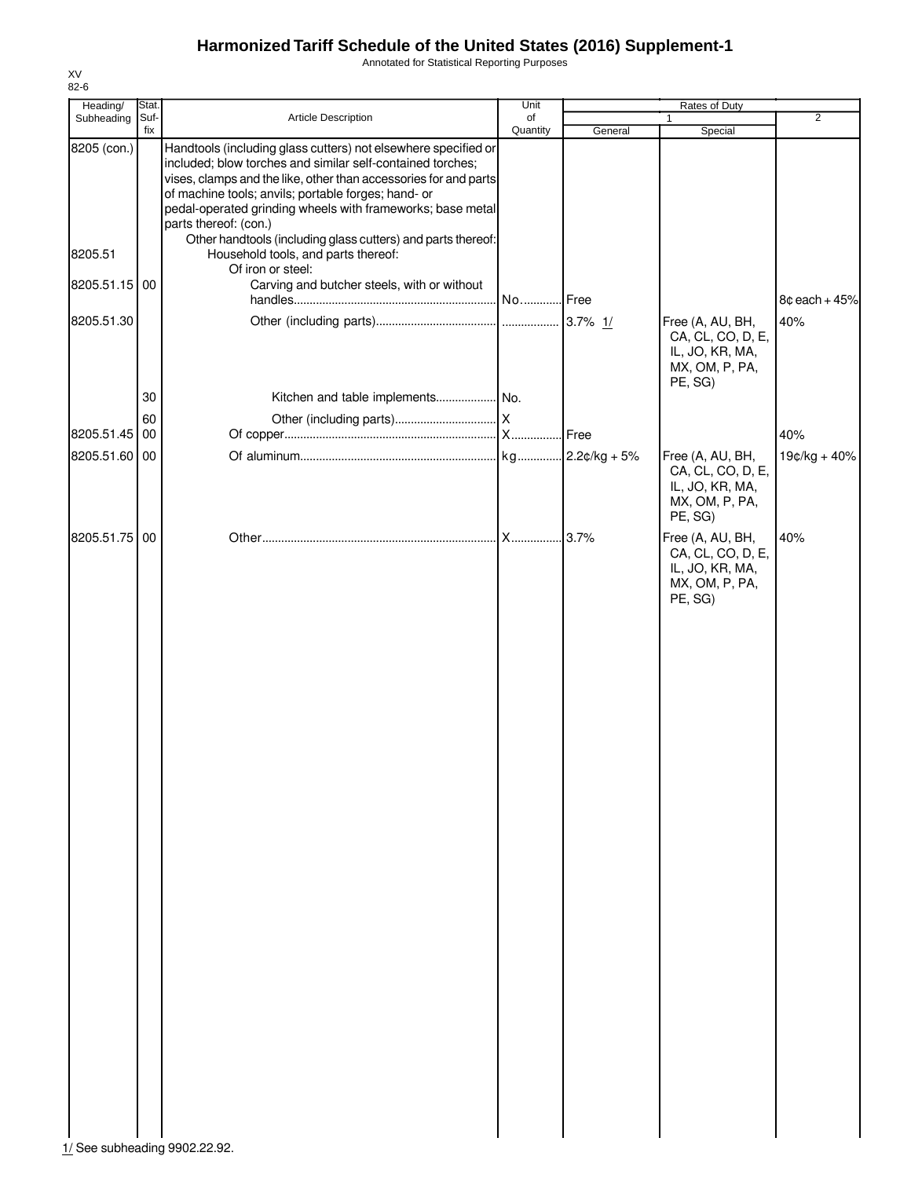# Harmonized Tariff Schedule of the United States (2016) Supplement-1

Annotated for Statistical Reporting Purposes

XV
82-6

| Heading/ Subheading | Stat. Suf- fix | Article Description | Unit of Quantity | Rates of Duty 1 General | Special | 2 |
|---|---|---|---|---|---|---|
| 8205 (con.) | | Handtools (including glass cutters) not elsewhere specified or included; blow torches and similar self-contained torches; vises, clamps and the like, other than accessories for and parts of machine tools; anvils; portable forges; hand- or pedal-operated grinding wheels with frameworks; base metal parts thereof: (con.) | | | | |
| | | Other handtools (including glass cutters) and parts thereof: | | | | |
| 8205.51 | | Household tools, and parts thereof: | | | | |
| | | Of iron or steel: | | | | |
| 8205.51.15 | 00 | Carving and butcher steels, with or without handles | No. | Free | | 8¢ each + 45% |
| 8205.51.30 | | Other (including parts) | | 3.7% 1/ | Free (A, AU, BH, CA, CL, CO, D, E, IL, JO, KR, MA, MX, OM, P, PA, PE, SG) | 40% |
| | 30 | Kitchen and table implements | No. | | | |
| | 60 | Other (including parts) | X | | | |
| 8205.51.45 | 00 | Of copper | X | Free | | 40% |
| 8205.51.60 | 00 | Of aluminum | kg | 2.2¢/kg + 5% | Free (A, AU, BH, CA, CL, CO, D, E, IL, JO, KR, MA, MX, OM, P, PA, PE, SG) | 19¢/kg + 40% |
| 8205.51.75 | 00 | Other | X | 3.7% | Free (A, AU, BH, CA, CL, CO, D, E, IL, JO, KR, MA, MX, OM, P, PA, PE, SG) | 40% |

1/ See subheading 9902.22.92.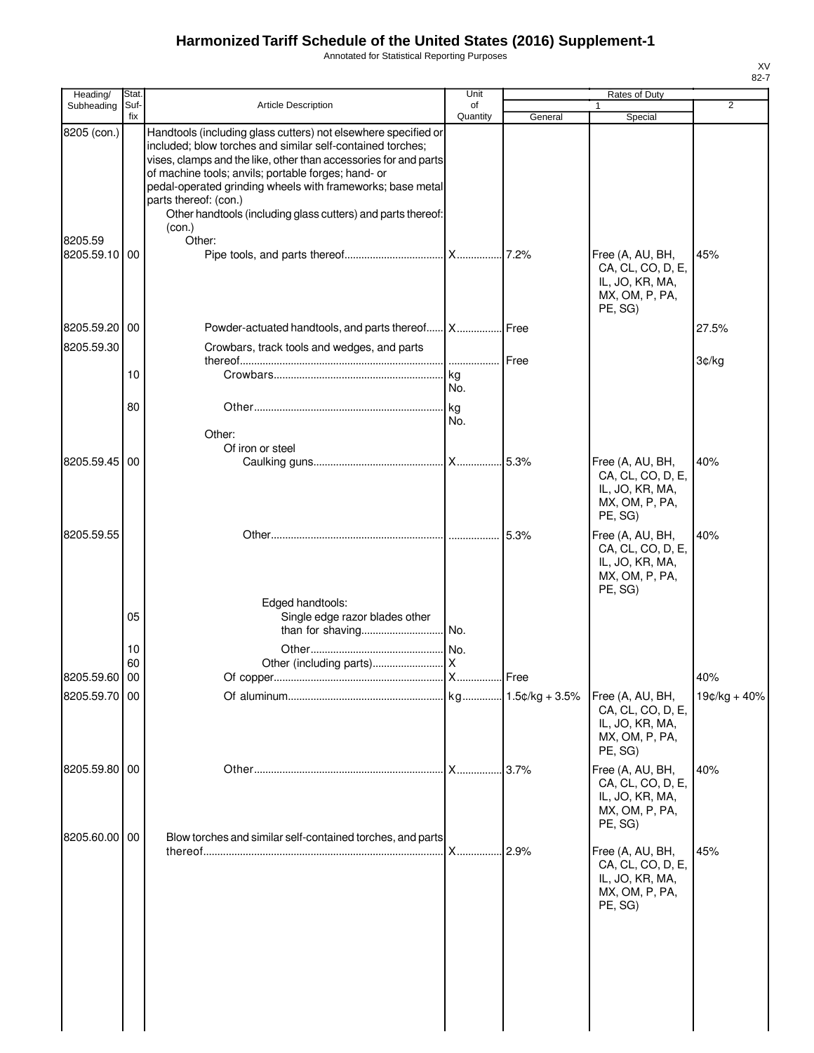# Harmonized Tariff Schedule of the United States (2016) Supplement-1

Annotated for Statistical Reporting Purposes

| Heading/ Subheading | Stat. Suf- fix | Article Description | Unit of Quantity | Rates of Duty 1 General | 1 Special | 2 |
|---|---|---|---|---|---|---|
| 8205 (con.) | | Handtools (including glass cutters) not elsewhere specified or included; blow torches and similar self-contained torches; vises, clamps and the like, other than accessories for and parts of machine tools; anvils; portable forges; hand- or pedal-operated grinding wheels with frameworks; base metal parts thereof: (con.) | | | | |
| | | Other handtools (including glass cutters) and parts thereof: (con.) | | | | |
| 8205.59 | | Other: | | | | |
| 8205.59.10 | 00 | Pipe tools, and parts thereof | X | 7.2% | Free (A, AU, BH, CA, CL, CO, D, E, IL, JO, KR, MA, MX, OM, P, PA, PE, SG) | 45% |
| 8205.59.20 | 00 | Powder-actuated handtools, and parts thereof | X | Free | | 27.5% |
| 8205.59.30 | | Crowbars, track tools and wedges, and parts thereof | | Free | | 3¢/kg |
| | 10 | Crowbars | kg No. | | | |
| | 80 | Other | kg No. | | | |
| | | Other: | | | | |
| | | Of iron or steel | | | | |
| 8205.59.45 | 00 | Caulking guns | X | 5.3% | Free (A, AU, BH, CA, CL, CO, D, E, IL, JO, KR, MA, MX, OM, P, PA, PE, SG) | 40% |
| 8205.59.55 | | Other | | 5.3% | Free (A, AU, BH, CA, CL, CO, D, E, IL, JO, KR, MA, MX, OM, P, PA, PE, SG) | 40% |
| | | Edged handtools: | | | | |
| | 05 | Single edge razor blades other than for shaving | No. | | | |
| | 10 | Other | No. | | | |
| | 60 | Other (including parts) | X | | | |
| 8205.59.60 | 00 | Of copper | X | Free | | 40% |
| 8205.59.70 | 00 | Of aluminum | kg | 1.5¢/kg + 3.5% | Free (A, AU, BH, CA, CL, CO, D, E, IL, JO, KR, MA, MX, OM, P, PA, PE, SG) | 19¢/kg + 40% |
| 8205.59.80 | 00 | Other | X | 3.7% | Free (A, AU, BH, CA, CL, CO, D, E, IL, JO, KR, MA, MX, OM, P, PA, PE, SG) | 40% |
| 8205.60.00 | 00 | Blow torches and similar self-contained torches, and parts thereof | X | 2.9% | Free (A, AU, BH, CA, CL, CO, D, E, IL, JO, KR, MA, MX, OM, P, PA, PE, SG) | 45% |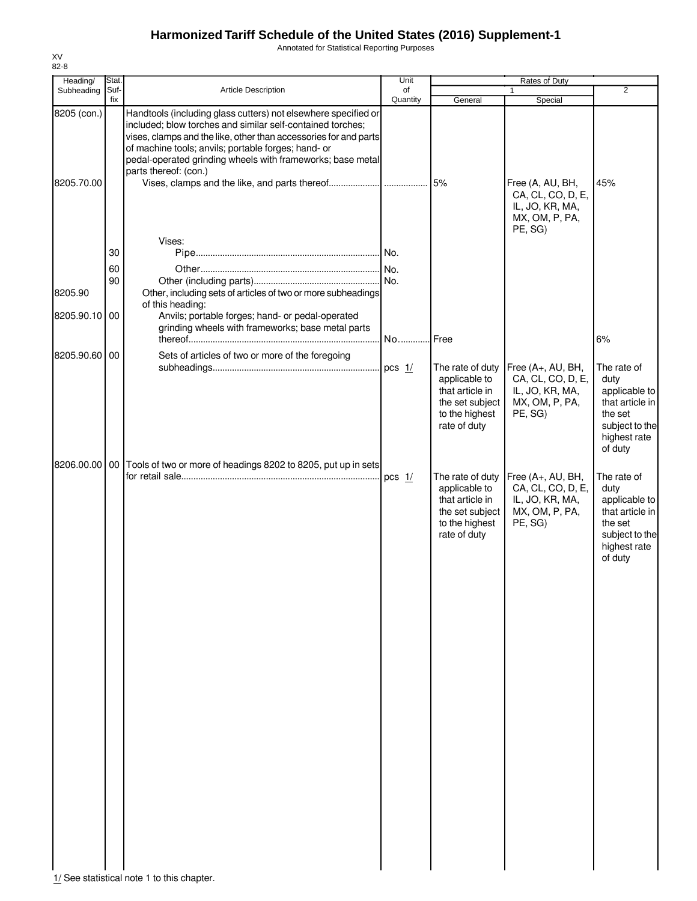# Harmonized Tariff Schedule of the United States (2016) Supplement-1

Annotated for Statistical Reporting Purposes

XV
82-8

| Heading/ Subheading | Stat. Suf-fix | Article Description | Unit of Quantity | Rates of Duty 1 General | Rates of Duty 1 Special | Rates of Duty 2 |
|---|---|---|---|---|---|---|
| 8205 (con.) | | Handtools (including glass cutters) not elsewhere specified or included; blow torches and similar self-contained torches; vises, clamps and the like, other than accessories for and parts of machine tools; anvils; portable forges; hand- or pedal-operated grinding wheels with frameworks; base metal parts thereof: (con.) | | | | |
| 8205.70.00 | | Vises, clamps and the like, and parts thereof | | 5% | Free (A, AU, BH, CA, CL, CO, D, E, IL, JO, KR, MA, MX, OM, P, PA, PE, SG) | 45% |
| | | Vises: | | | | |
| | 30 | Pipe | No. | | | |
| | 60 | Other | No. | | | |
| | 90 | Other (including parts) | No. | | | |
| 8205.90 | | Other, including sets of articles of two or more subheadings of this heading: | | | | |
| 8205.90.10 | 00 | Anvils; portable forges; hand- or pedal-operated grinding wheels with frameworks; base metal parts thereof | No. | Free | | 6% |
| 8205.90.60 | 00 | Sets of articles of two or more of the foregoing subheadings | pcs 1/ | The rate of duty applicable to that article in the set subject to the highest rate of duty | Free (A+, AU, BH, CA, CL, CO, D, E, IL, JO, KR, MA, MX, OM, P, PA, PE, SG) | The rate of duty applicable to that article in the set subject to the highest rate of duty |
| 8206.00.00 | 00 | Tools of two or more of headings 8202 to 8205, put up in sets for retail sale | pcs 1/ | The rate of duty applicable to that article in the set subject to the highest rate of duty | Free (A+, AU, BH, CA, CL, CO, D, E, IL, JO, KR, MA, MX, OM, P, PA, PE, SG) | The rate of duty applicable to that article in the set subject to the highest rate of duty |

1/ See statistical note 1 to this chapter.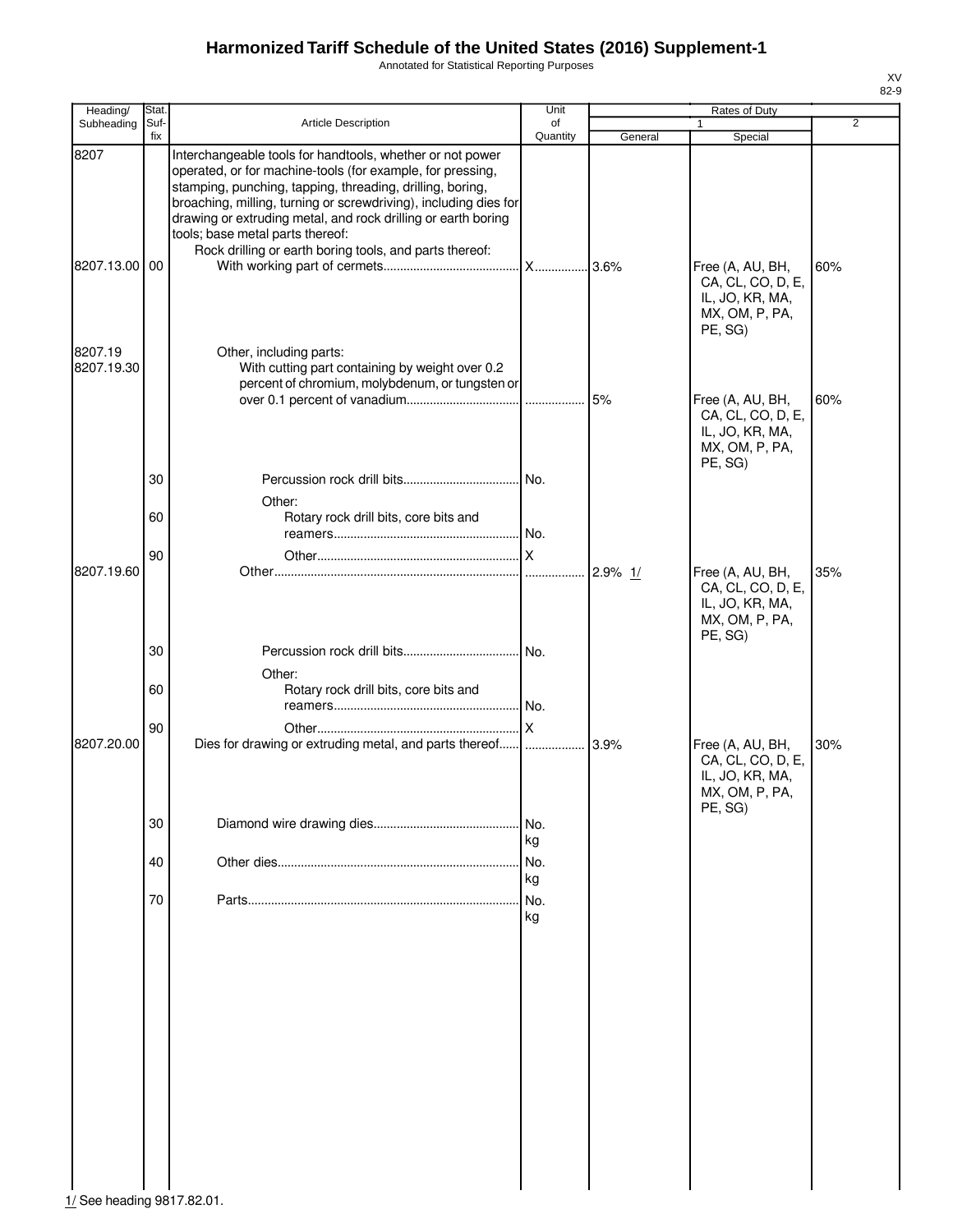# Harmonized Tariff Schedule of the United States (2016) Supplement-1

Annotated for Statistical Reporting Purposes

XV
82-9

| Heading/ Subheading | Stat. Suf- fix | Article Description | Unit of Quantity | Rates of Duty 1 General | Special | 2 |
|---|---|---|---|---|---|---|
| 8207 | | Interchangeable tools for handtools, whether or not power operated, or for machine-tools (for example, for pressing, stamping, punching, tapping, threading, drilling, boring, broaching, milling, turning or screwdriving), including dies for drawing or extruding metal, and rock drilling or earth boring tools; base metal parts thereof: | | | | |
| | | Rock drilling or earth boring tools, and parts thereof: | | | | |
| 8207.13.00 | 00 | With working part of cermets | X | 3.6% | Free (A, AU, BH, CA, CL, CO, D, E, IL, JO, KR, MA, MX, OM, P, PA, PE, SG) | 60% |
| 8207.19 | | Other, including parts: | | | | |
| 8207.19.30 | | With cutting part containing by weight over 0.2 percent of chromium, molybdenum, or tungsten or over 0.1 percent of vanadium | | 5% | Free (A, AU, BH, CA, CL, CO, D, E, IL, JO, KR, MA, MX, OM, P, PA, PE, SG) | 60% |
| | 30 | Percussion rock drill bits | No. | | | |
| | | Other: | | | | |
| | 60 | Rotary rock drill bits, core bits and reamers | No. | | | |
| | 90 | Other | X | | | |
| 8207.19.60 | | Other | | 2.9% 1/ | Free (A, AU, BH, CA, CL, CO, D, E, IL, JO, KR, MA, MX, OM, P, PA, PE, SG) | 35% |
| | 30 | Percussion rock drill bits | No. | | | |
| | | Other: | | | | |
| | 60 | Rotary rock drill bits, core bits and reamers | No. | | | |
| | 90 | Other | X | | | |
| 8207.20.00 | | Dies for drawing or extruding metal, and parts thereof | | 3.9% | Free (A, AU, BH, CA, CL, CO, D, E, IL, JO, KR, MA, MX, OM, P, PA, PE, SG) | 30% |
| | 30 | Diamond wire drawing dies | No. kg | | | |
| | 40 | Other dies | No. kg | | | |
| | 70 | Parts | No. kg | | | |

1/ See heading 9817.82.01.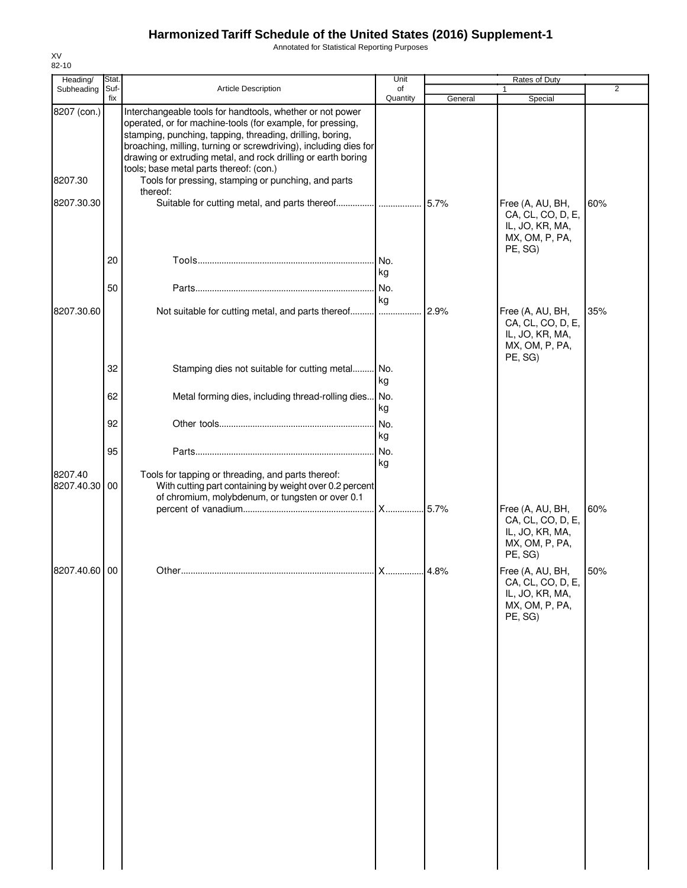# Harmonized Tariff Schedule of the United States (2016) Supplement-1

Annotated for Statistical Reporting Purposes

XV
82-10

| Heading/ Subheading | Stat. Suf- fix | Article Description | Unit of Quantity | Rates of Duty | | |
|---|---|---|---|---|---|---|
| | | | | 1 | | 2 |
| | | | | General | Special | |
| 8207 (con.) | | Interchangeable tools for handtools, whether or not power operated, or for machine-tools (for example, for pressing, stamping, punching, tapping, threading, drilling, boring, broaching, milling, turning or screwdriving), including dies for drawing or extruding metal, and rock drilling or earth boring tools; base metal parts thereof: (con.) | | | | |
| 8207.30 | | Tools for pressing, stamping or punching, and parts thereof: | | | | |
| 8207.30.30 | | Suitable for cutting metal, and parts thereof | | 5.7% | Free (A, AU, BH, CA, CL, CO, D, E, IL, JO, KR, MA, MX, OM, P, PA, PE, SG) | 60% |
| | 20 | Tools | No. kg | | | |
| | 50 | Parts | No. kg | | | |
| 8207.30.60 | | Not suitable for cutting metal, and parts thereof | | 2.9% | Free (A, AU, BH, CA, CL, CO, D, E, IL, JO, KR, MA, MX, OM, P, PA, PE, SG) | 35% |
| | 32 | Stamping dies not suitable for cutting metal | No. kg | | | |
| | 62 | Metal forming dies, including thread-rolling dies | No. kg | | | |
| | 92 | Other tools | No. kg | | | |
| | 95 | Parts | No. kg | | | |
| 8207.40 | | Tools for tapping or threading, and parts thereof: | | | | |
| 8207.40.30 | 00 | With cutting part containing by weight over 0.2 percent of chromium, molybdenum, or tungsten or over 0.1 percent of vanadium | X | 5.7% | Free (A, AU, BH, CA, CL, CO, D, E, IL, JO, KR, MA, MX, OM, P, PA, PE, SG) | 60% |
| 8207.40.60 | 00 | Other | X | 4.8% | Free (A, AU, BH, CA, CL, CO, D, E, IL, JO, KR, MA, MX, OM, P, PA, PE, SG) | 50% |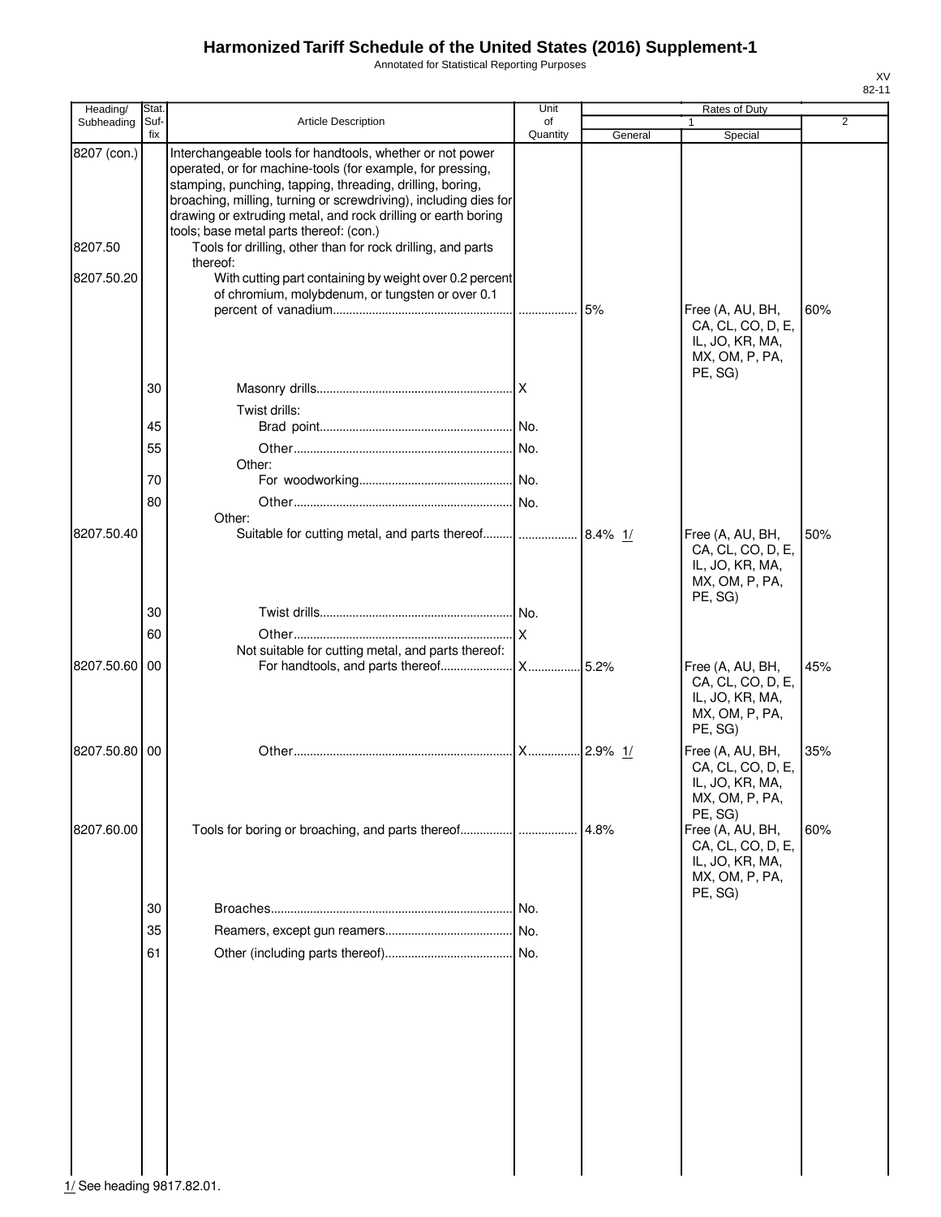# Harmonized Tariff Schedule of the United States (2016) Supplement-1

Annotated for Statistical Reporting Purposes

XV
82-11

| Heading/ Subheading | Stat. Suf- fix | Article Description | Unit of Quantity | Rates of Duty 1 General | Rates of Duty 1 Special | Rates of Duty 2 |
|---|---|---|---|---|---|---|
| 8207 (con.) | | Interchangeable tools for handtools, whether or not power operated, or for machine-tools (for example, for pressing, stamping, punching, tapping, threading, drilling, boring, broaching, milling, turning or screwdriving), including dies for drawing or extruding metal, and rock drilling or earth boring tools; base metal parts thereof: (con.) | | | | |
| 8207.50 | | Tools for drilling, other than for rock drilling, and parts thereof: | | | | |
| 8207.50.20 | | With cutting part containing by weight over 0.2 percent of chromium, molybdenum, or tungsten or over 0.1 percent of vanadium | | 5% | Free (A, AU, BH, CA, CL, CO, D, E, IL, JO, KR, MA, MX, OM, P, PA, PE, SG) | 60% |
| | 30 | Masonry drills | X | | | |
| | | Twist drills: | | | | |
| | 45 | Brad point | No. | | | |
| | 55 | Other | No. | | | |
| | | Other: | | | | |
| | 70 | For woodworking | No. | | | |
| | 80 | Other | No. | | | |
| | | Other: | | | | |
| 8207.50.40 | | Suitable for cutting metal, and parts thereof | | 8.4% 1/ | Free (A, AU, BH, CA, CL, CO, D, E, IL, JO, KR, MA, MX, OM, P, PA, PE, SG) | 50% |
| | 30 | Twist drills | No. | | | |
| | 60 | Other | X | | | |
| | | Not suitable for cutting metal, and parts thereof: | | | | |
| 8207.50.60 | 00 | For handtools, and parts thereof | X | 5.2% | Free (A, AU, BH, CA, CL, CO, D, E, IL, JO, KR, MA, MX, OM, P, PA, PE, SG) | 45% |
| 8207.50.80 | 00 | Other | X | 2.9% 1/ | Free (A, AU, BH, CA, CL, CO, D, E, IL, JO, KR, MA, MX, OM, P, PA, PE, SG) | 35% |
| 8207.60.00 | | Tools for boring or broaching, and parts thereof | | 4.8% | Free (A, AU, BH, CA, CL, CO, D, E, IL, JO, KR, MA, MX, OM, P, PA, PE, SG) | 60% |
| | 30 | Broaches | No. | | | |
| | 35 | Reamers, except gun reamers | No. | | | |
| | 61 | Other (including parts thereof) | No. | | | |

1/ See heading 9817.82.01.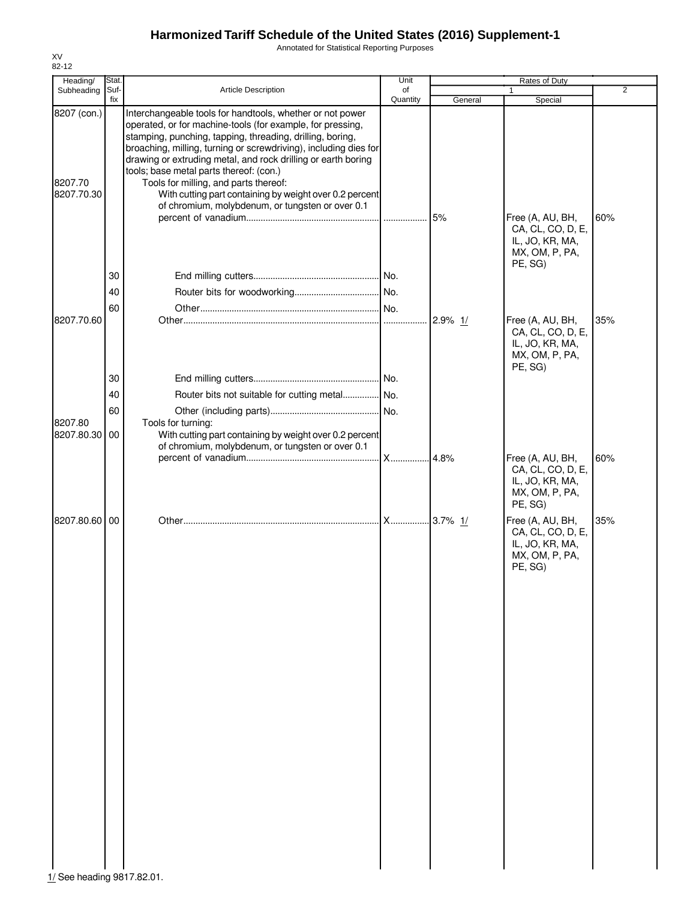# Harmonized Tariff Schedule of the United States (2016) Supplement-1

Annotated for Statistical Reporting Purposes

XV
82-12

| Heading/ Subheading | Stat. Suf-fix | Article Description | Unit of Quantity | Rates of Duty 1 General | Rates of Duty 1 Special | Rates of Duty 2 |
|---|---|---|---|---|---|---|
| 8207 (con.) | | Interchangeable tools for handtools, whether or not power operated, or for machine-tools (for example, for pressing, stamping, punching, tapping, threading, drilling, boring, broaching, milling, turning or screwdriving), including dies for drawing or extruding metal, and rock drilling or earth boring tools; base metal parts thereof: (con.) | | | | |
| 8207.70 | | Tools for milling, and parts thereof: | | | | |
| 8207.70.30 | | With cutting part containing by weight over 0.2 percent of chromium, molybdenum, or tungsten or over 0.1 percent of vanadium | | 5% | Free (A, AU, BH, CA, CL, CO, D, E, IL, JO, KR, MA, MX, OM, P, PA, PE, SG) | 60% |
| | 30 | End milling cutters | No. | | | |
| | 40 | Router bits for woodworking | No. | | | |
| | 60 | Other | No. | | | |
| 8207.70.60 | | Other | | 2.9% 1/ | Free (A, AU, BH, CA, CL, CO, D, E, IL, JO, KR, MA, MX, OM, P, PA, PE, SG) | 35% |
| | 30 | End milling cutters | No. | | | |
| | 40 | Router bits not suitable for cutting metal | No. | | | |
| | 60 | Other (including parts) | No. | | | |
| 8207.80 | | Tools for turning: | | | | |
| 8207.80.30 | 00 | With cutting part containing by weight over 0.2 percent of chromium, molybdenum, or tungsten or over 0.1 percent of vanadium | X | 4.8% | Free (A, AU, BH, CA, CL, CO, D, E, IL, JO, KR, MA, MX, OM, P, PA, PE, SG) | 60% |
| 8207.80.60 | 00 | Other | X | 3.7% 1/ | Free (A, AU, BH, CA, CL, CO, D, E, IL, JO, KR, MA, MX, OM, P, PA, PE, SG) | 35% |

1/ See heading 9817.82.01.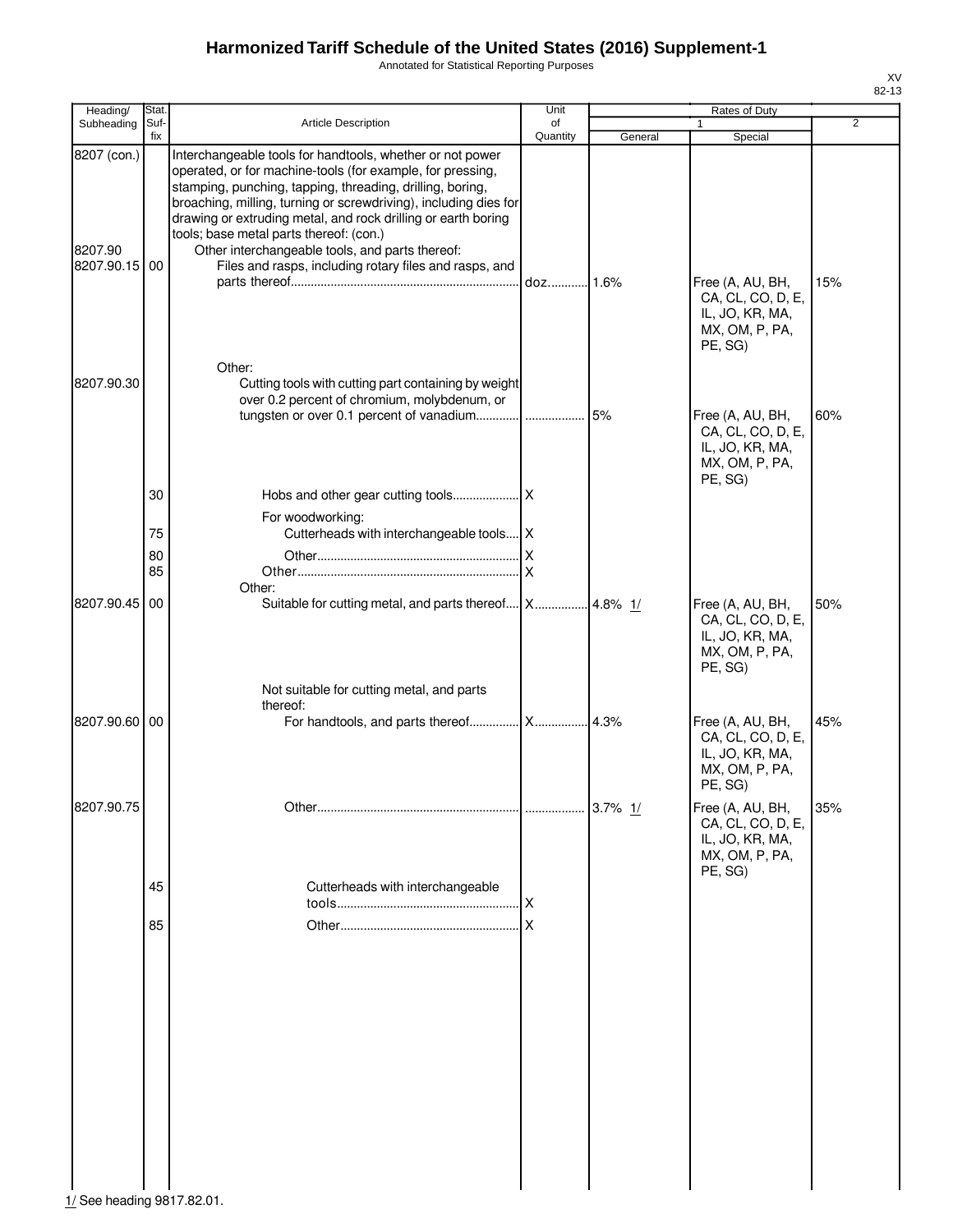# Harmonized Tariff Schedule of the United States (2016) Supplement-1

Annotated for Statistical Reporting Purposes

XV
82-13

| Heading/ Subheading | Stat. Suf- fix | Article Description | Unit of Quantity | Rates of Duty 1 General | Special | 2 |
|---|---|---|---|---|---|---|
| 8207 (con.) | | Interchangeable tools for handtools, whether or not power operated, or for machine-tools (for example, for pressing, stamping, punching, tapping, threading, drilling, boring, broaching, milling, turning or screwdriving), including dies for drawing or extruding metal, and rock drilling or earth boring tools; base metal parts thereof: (con.) | | | | |
| 8207.90 | | Other interchangeable tools, and parts thereof: | | | | |
| 8207.90.15 | 00 | Files and rasps, including rotary files and rasps, and parts thereof | doz | 1.6% | Free (A, AU, BH, CA, CL, CO, D, E, IL, JO, KR, MA, MX, OM, P, PA, PE, SG) | 15% |
| | | Other: | | | | |
| 8207.90.30 | | Cutting tools with cutting part containing by weight over 0.2 percent of chromium, molybdenum, or tungsten or over 0.1 percent of vanadium | | 5% | Free (A, AU, BH, CA, CL, CO, D, E, IL, JO, KR, MA, MX, OM, P, PA, PE, SG) | 60% |
| | 30 | Hobs and other gear cutting tools | X | | | |
| | | For woodworking: | | | | |
| | 75 | Cutterheads with interchangeable tools | X | | | |
| | 80 | Other | X | | | |
| | 85 | Other | X | | | |
| | | Other: | | | | |
| 8207.90.45 | 00 | Suitable for cutting metal, and parts thereof | X | 4.8% 1/ | Free (A, AU, BH, CA, CL, CO, D, E, IL, JO, KR, MA, MX, OM, P, PA, PE, SG) | 50% |
| | | Not suitable for cutting metal, and parts thereof: | | | | |
| 8207.90.60 | 00 | For handtools, and parts thereof | X | 4.3% | Free (A, AU, BH, CA, CL, CO, D, E, IL, JO, KR, MA, MX, OM, P, PA, PE, SG) | 45% |
| 8207.90.75 | | Other | | 3.7% 1/ | Free (A, AU, BH, CA, CL, CO, D, E, IL, JO, KR, MA, MX, OM, P, PA, PE, SG) | 35% |
| | 45 | Cutterheads with interchangeable tools | X | | | |
| | 85 | Other | X | | | |

1/ See heading 9817.82.01.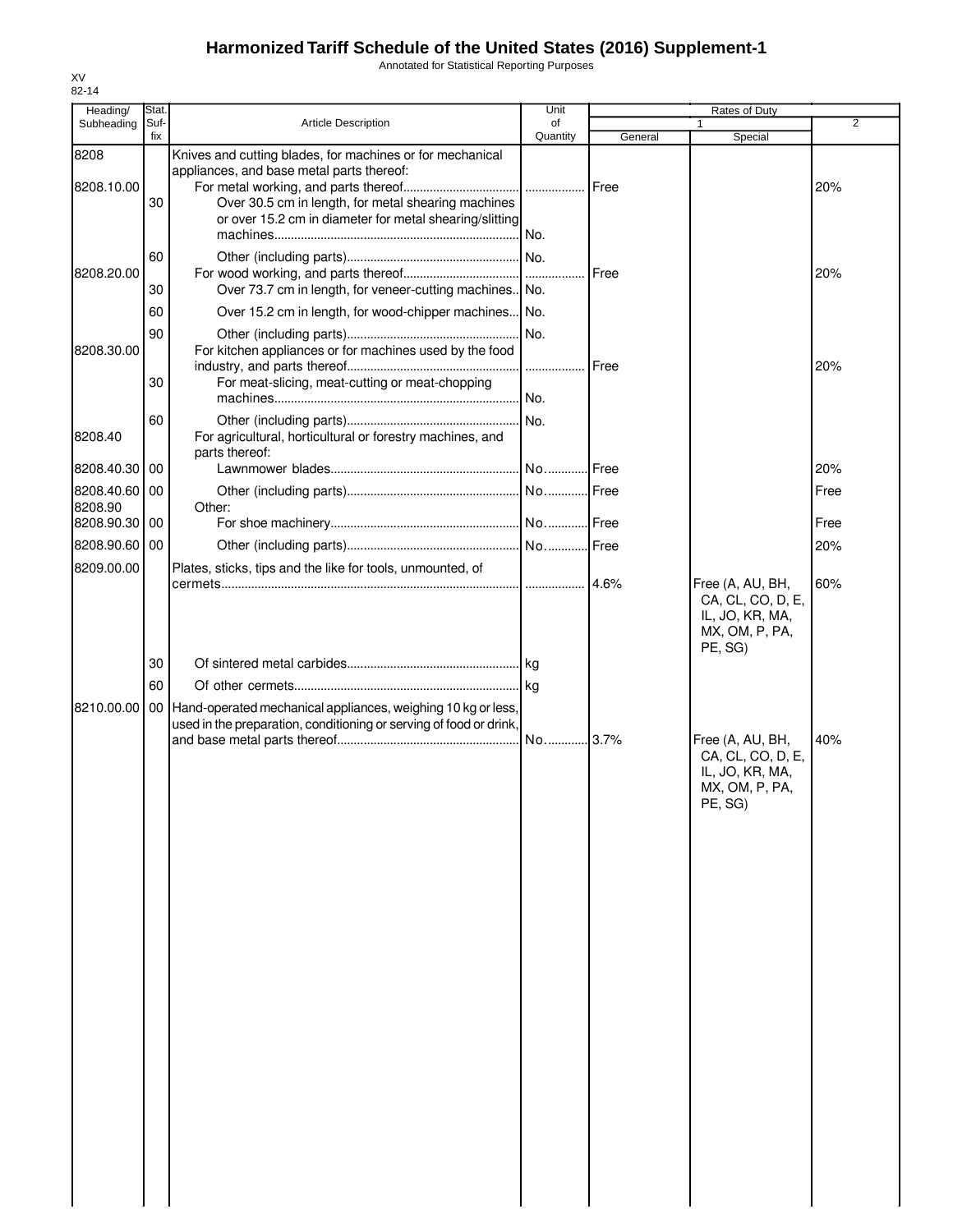# Harmonized Tariff Schedule of the United States (2016) Supplement-1

Annotated for Statistical Reporting Purposes

XV
82-14

| Heading/ Subheading | Stat. Suf- fix | Article Description | Unit of Quantity | Rates of Duty 1 General | Special | 2 |
|---|---|---|---|---|---|---|
| 8208 | | Knives and cutting blades, for machines or for mechanical appliances, and base metal parts thereof: | | | | |
| 8208.10.00 | | For metal working, and parts thereof | | Free | | 20% |
| | 30 | Over 30.5 cm in length, for metal shearing machines or over 15.2 cm in diameter for metal shearing/slitting machines | No. | | | |
| | 60 | Other (including parts) | No. | | | |
| 8208.20.00 | | For wood working, and parts thereof | | Free | | 20% |
| | 30 | Over 73.7 cm in length, for veneer-cutting machines | No. | | | |
| | 60 | Over 15.2 cm in length, for wood-chipper machines | No. | | | |
| | 90 | Other (including parts) | No. | | | |
| 8208.30.00 | | For kitchen appliances or for machines used by the food industry, and parts thereof | | Free | | 20% |
| | 30 | For meat-slicing, meat-cutting or meat-chopping machines | No. | | | |
| | 60 | Other (including parts) | No. | | | |
| 8208.40 | | For agricultural, horticultural or forestry machines, and parts thereof: | | | | |
| 8208.40.30 | 00 | Lawnmower blades | No. | Free | | 20% |
| 8208.40.60 | 00 | Other (including parts) | No. | Free | | Free |
| 8208.90 | | Other: | | | | |
| 8208.90.30 | 00 | For shoe machinery | No. | Free | | Free |
| 8208.90.60 | 00 | Other (including parts) | No. | Free | | 20% |
| 8209.00.00 | | Plates, sticks, tips and the like for tools, unmounted, of cermets | | 4.6% | Free (A, AU, BH, CA, CL, CO, D, E, IL, JO, KR, MA, MX, OM, P, PA, PE, SG) | 60% |
| | 30 | Of sintered metal carbides | kg | | | |
| | 60 | Of other cermets | kg | | | |
| 8210.00.00 | 00 | Hand-operated mechanical appliances, weighing 10 kg or less, used in the preparation, conditioning or serving of food or drink, and base metal parts thereof | No. | 3.7% | Free (A, AU, BH, CA, CL, CO, D, E, IL, JO, KR, MA, MX, OM, P, PA, PE, SG) | 40% |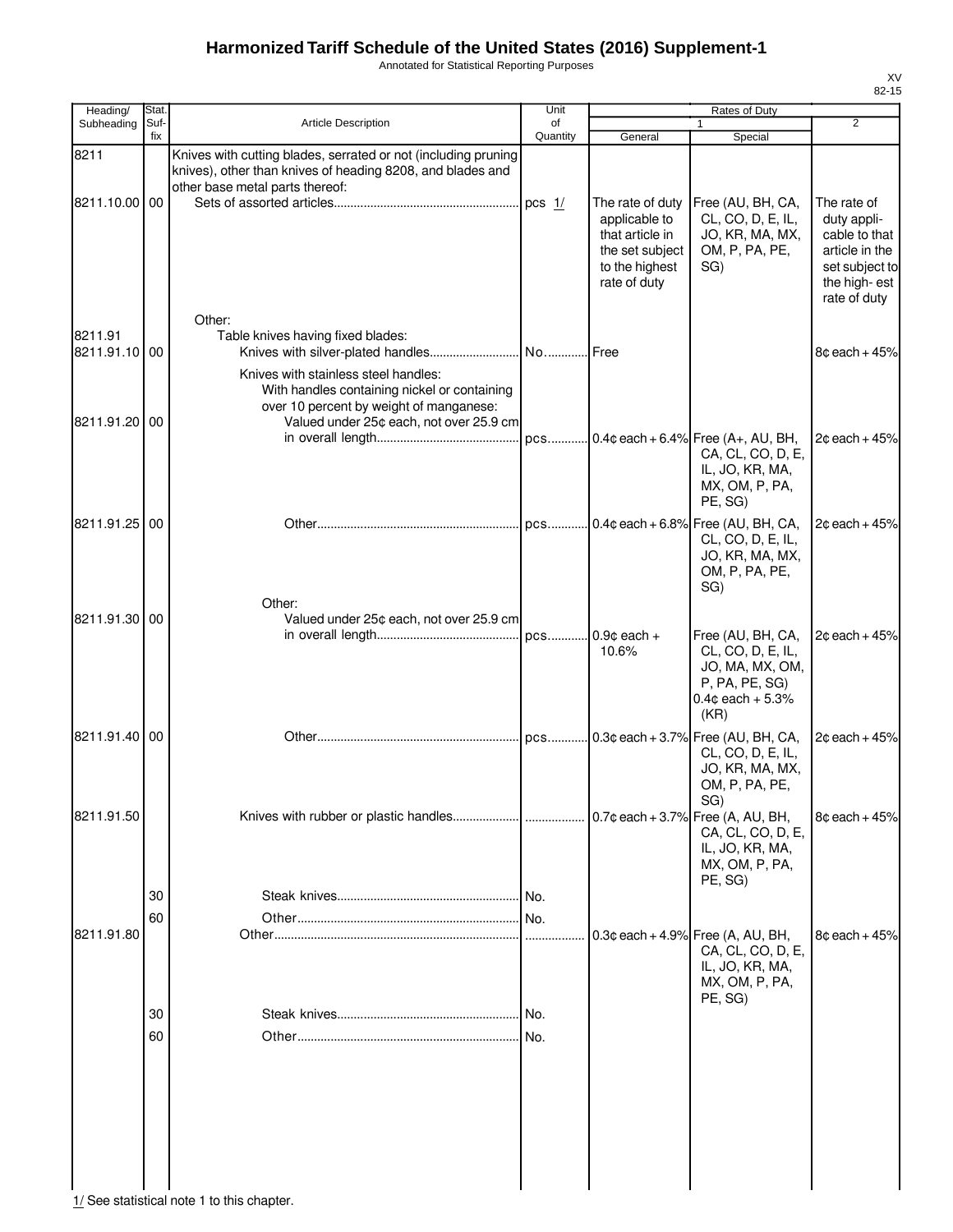# Harmonized Tariff Schedule of the United States (2016) Supplement-1

Annotated for Statistical Reporting Purposes

XV
82-15

| Heading/ Subheading | Stat. Suf- fix | Article Description | Unit of Quantity | Rates of Duty 1 General | Special | 2 |
|---|---|---|---|---|---|---|
| 8211 | | Knives with cutting blades, serrated or not (including pruning knives), other than knives of heading 8208, and blades and other base metal parts thereof: | | | | |
| 8211.10.00 | 00 | Sets of assorted articles | pcs 1/ | The rate of duty applicable to that article in the set subject to the highest rate of duty | Free (AU, BH, CA, CL, CO, D, E, IL, JO, KR, MA, MX, OM, P, PA, PE, SG) | The rate of duty applicable to that article in the set subject to the highest rate of duty |
| | | Other: | | | | |
| 8211.91 | | Table knives having fixed blades: | | | | |
| 8211.91.10 | 00 | Knives with silver-plated handles | No. | Free | | 8¢ each + 45% |
| | | Knives with stainless steel handles: | | | | |
| | | With handles containing nickel or containing over 10 percent by weight of manganese: | | | | |
| 8211.91.20 | 00 | Valued under 25¢ each, not over 25.9 cm in overall length | pcs | 0.4¢ each + 6.4% | Free (A+, AU, BH, CA, CL, CO, D, E, IL, JO, KR, MA, MX, OM, P, PA, PE, SG) | 2¢ each + 45% |
| 8211.91.25 | 00 | Other | pcs | 0.4¢ each + 6.8% | Free (AU, BH, CA, CL, CO, D, E, IL, JO, KR, MA, MX, OM, P, PA, PE, SG) | 2¢ each + 45% |
| | | Other: | | | | |
| 8211.91.30 | 00 | Valued under 25¢ each, not over 25.9 cm in overall length | pcs | 0.9¢ each + 10.6% | Free (AU, BH, CA, CL, CO, D, E, IL, JO, MA, MX, OM, P, PA, PE, SG) 0.4¢ each + 5.3% (KR) | 2¢ each + 45% |
| 8211.91.40 | 00 | Other | pcs | 0.3¢ each + 3.7% | Free (AU, BH, CA, CL, CO, D, E, IL, JO, KR, MA, MX, OM, P, PA, PE, SG) | 2¢ each + 45% |
| 8211.91.50 | | Knives with rubber or plastic handles | | 0.7¢ each + 3.7% | Free (A, AU, BH, CA, CL, CO, D, E, IL, JO, KR, MA, MX, OM, P, PA, PE, SG) | 8¢ each + 45% |
| | 30 | Steak knives | No. | | | |
| | 60 | Other | No. | | | |
| 8211.91.80 | | Other | | 0.3¢ each + 4.9% | Free (A, AU, BH, CA, CL, CO, D, E, IL, JO, KR, MA, MX, OM, P, PA, PE, SG) | 8¢ each + 45% |
| | 30 | Steak knives | No. | | | |
| | 60 | Other | No. | | | |

1/ See statistical note 1 to this chapter.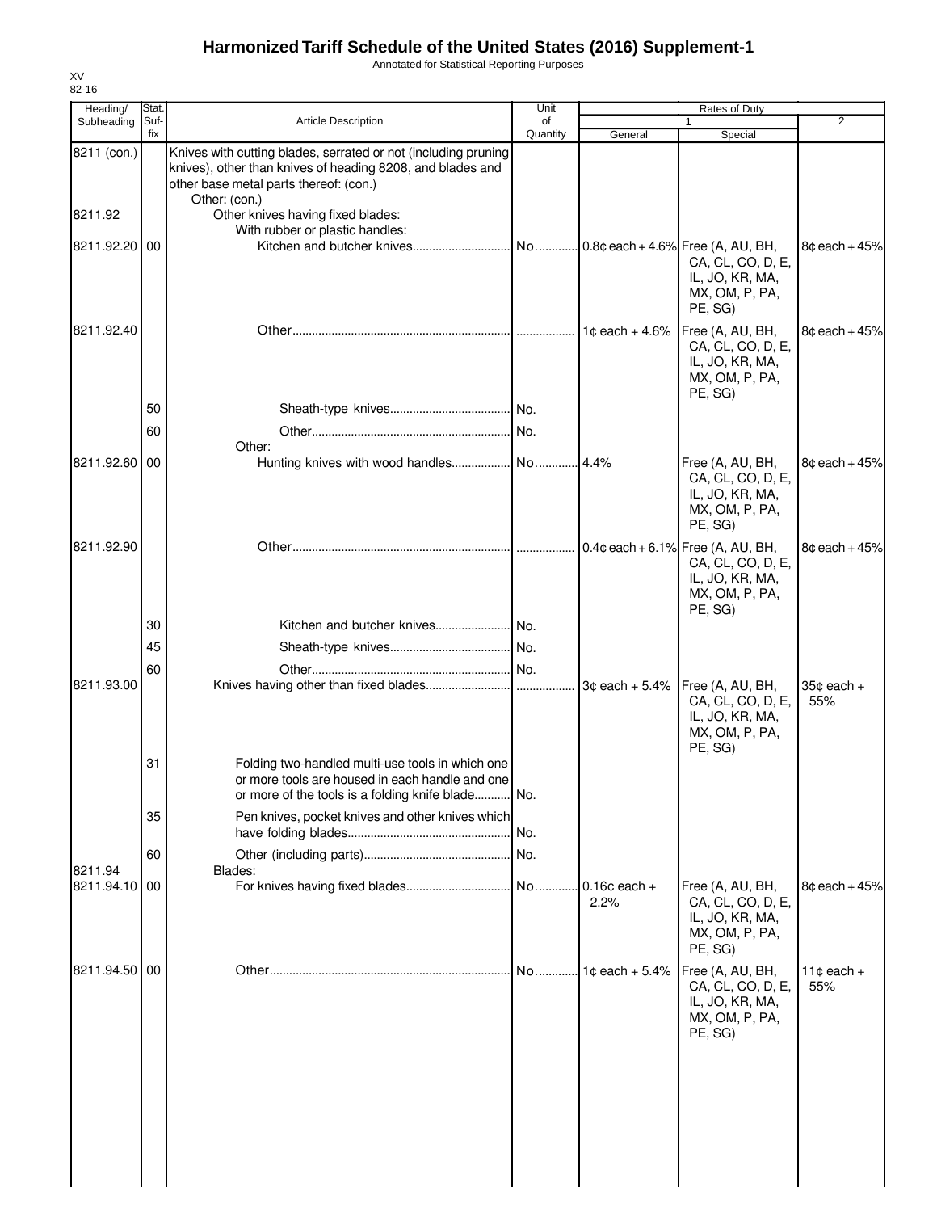# Harmonized Tariff Schedule of the United States (2016) Supplement-1

Annotated for Statistical Reporting Purposes

XV
82-16

| Heading/ Subheading | Stat. Suf- fix | Article Description | Unit of Quantity | Rates of Duty 1 General | Special | 2 |
|---|---|---|---|---|---|---|
| 8211 (con.) | | Knives with cutting blades, serrated or not (including pruning knives), other than knives of heading 8208, and blades and other base metal parts thereof: (con.) | | | | |
| | | Other: (con.) | | | | |
| 8211.92 | | Other knives having fixed blades: | | | | |
| | | With rubber or plastic handles: | | | | |
| 8211.92.20 | 00 | Kitchen and butcher knives | No. | 0.8¢ each + 4.6% | Free (A, AU, BH, CA, CL, CO, D, E, IL, JO, KR, MA, MX, OM, P, PA, PE, SG) | 8¢ each + 45% |
| 8211.92.40 | | Other | | 1¢ each + 4.6% | Free (A, AU, BH, CA, CL, CO, D, E, IL, JO, KR, MA, MX, OM, P, PA, PE, SG) | 8¢ each + 45% |
| | 50 | Sheath-type knives | No. | | | |
| | 60 | Other | No. | | | |
| | | Other: | | | | |
| 8211.92.60 | 00 | Hunting knives with wood handles | No. | 4.4% | Free (A, AU, BH, CA, CL, CO, D, E, IL, JO, KR, MA, MX, OM, P, PA, PE, SG) | 8¢ each + 45% |
| 8211.92.90 | | Other | | 0.4¢ each + 6.1% | Free (A, AU, BH, CA, CL, CO, D, E, IL, JO, KR, MA, MX, OM, P, PA, PE, SG) | 8¢ each + 45% |
| | 30 | Kitchen and butcher knives | No. | | | |
| | 45 | Sheath-type knives | No. | | | |
| | 60 | Other | No. | | | |
| 8211.93.00 | | Knives having other than fixed blades | | 3¢ each + 5.4% | Free (A, AU, BH, CA, CL, CO, D, E, IL, JO, KR, MA, MX, OM, P, PA, PE, SG) | 35¢ each + 55% |
| | 31 | Folding two-handled multi-use tools in which one or more tools are housed in each handle and one or more of the tools is a folding knife blade | No. | | | |
| | 35 | Pen knives, pocket knives and other knives which have folding blades | No. | | | |
| | 60 | Other (including parts) | No. | | | |
| 8211.94 | | Blades: | | | | |
| 8211.94.10 | 00 | For knives having fixed blades | No. | 0.16¢ each + 2.2% | Free (A, AU, BH, CA, CL, CO, D, E, IL, JO, KR, MA, MX, OM, P, PA, PE, SG) | 8¢ each + 45% |
| 8211.94.50 | 00 | Other | No. | 1¢ each + 5.4% | Free (A, AU, BH, CA, CL, CO, D, E, IL, JO, KR, MA, MX, OM, P, PA, PE, SG) | 11¢ each + 55% |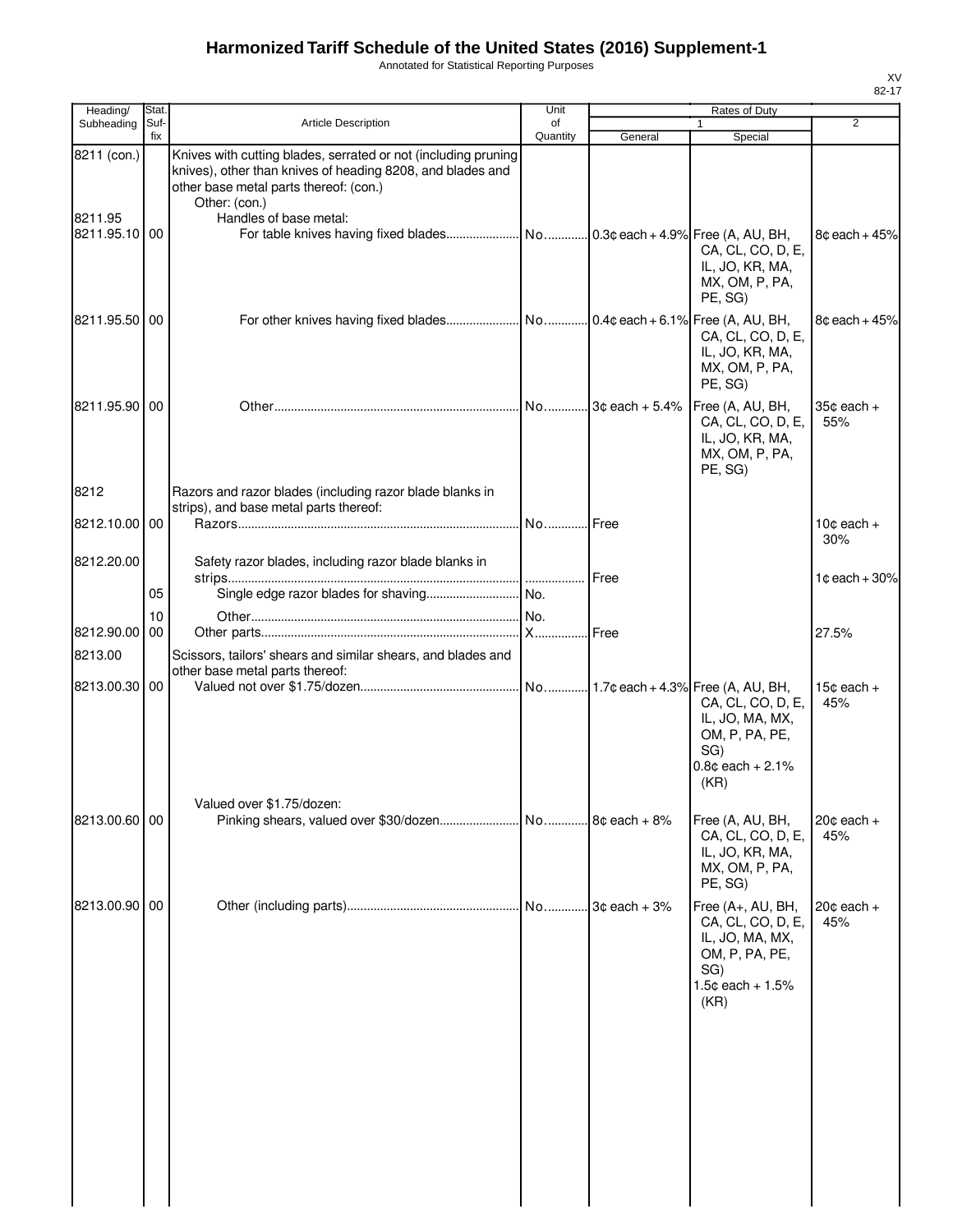# Harmonized Tariff Schedule of the United States (2016) Supplement-1

Annotated for Statistical Reporting Purposes

XV
82-17

| Heading/ Subheading | Stat. Suf-fix | Article Description | Unit of Quantity | Rates of Duty 1 General | Special | 2 |
|---|---|---|---|---|---|---|
| 8211 (con.) | | Knives with cutting blades, serrated or not (including pruning knives), other than knives of heading 8208, and blades and other base metal parts thereof: (con.) | | | | |
| | | Other: (con.) | | | | |
| 8211.95 | | Handles of base metal: | | | | |
| 8211.95.10 | 00 | For table knives having fixed blades | No. | 0.3¢ each + 4.9% | Free (A, AU, BH, CA, CL, CO, D, E, IL, JO, KR, MA, MX, OM, P, PA, PE, SG) | 8¢ each + 45% |
| 8211.95.50 | 00 | For other knives having fixed blades | No. | 0.4¢ each + 6.1% | Free (A, AU, BH, CA, CL, CO, D, E, IL, JO, KR, MA, MX, OM, P, PA, PE, SG) | 8¢ each + 45% |
| 8211.95.90 | 00 | Other | No. | 3¢ each + 5.4% | Free (A, AU, BH, CA, CL, CO, D, E, IL, JO, KR, MA, MX, OM, P, PA, PE, SG) | 35¢ each + 55% |
| 8212 | | Razors and razor blades (including razor blade blanks in strips), and base metal parts thereof: | | | | |
| 8212.10.00 | 00 | Razors | No. | Free | | 10¢ each + 30% |
| 8212.20.00 | | Safety razor blades, including razor blade blanks in strips | | Free | | 1¢ each + 30% |
| | 05 | Single edge razor blades for shaving | No. | | | |
| | 10 | Other | No. | | | |
| 8212.90.00 | 00 | Other parts | X | Free | | 27.5% |
| 8213.00 | | Scissors, tailors' shears and similar shears, and blades and other base metal parts thereof: | | | | |
| 8213.00.30 | 00 | Valued not over $1.75/dozen | No. | 1.7¢ each + 4.3% | Free (A, AU, BH, CA, CL, CO, D, E, IL, JO, MA, MX, OM, P, PA, PE, SG) 0.8¢ each + 2.1% (KR) | 15¢ each + 45% |
| | | Valued over $1.75/dozen: | | | | |
| 8213.00.60 | 00 | Pinking shears, valued over $30/dozen | No. | 8¢ each + 8% | Free (A, AU, BH, CA, CL, CO, D, E, IL, JO, KR, MA, MX, OM, P, PA, PE, SG) | 20¢ each + 45% |
| 8213.00.90 | 00 | Other (including parts) | No. | 3¢ each + 3% | Free (A+, AU, BH, CA, CL, CO, D, E, IL, JO, MA, MX, OM, P, PA, PE, SG) 1.5¢ each + 1.5% (KR) | 20¢ each + 45% |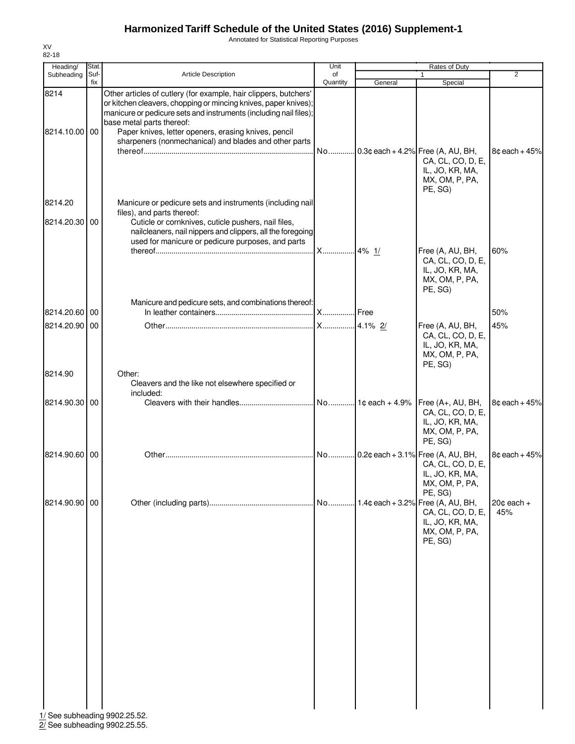# Harmonized Tariff Schedule of the United States (2016) Supplement-1

Annotated for Statistical Reporting Purposes

XV
82-18

| Heading/ Subheading | Stat. Suf- fix | Article Description | Unit of Quantity | Rates of Duty 1 General | Special | 2 |
|---|---|---|---|---|---|---|
| 8214 | | Other articles of cutlery (for example, hair clippers, butchers' or kitchen cleavers, chopping or mincing knives, paper knives); manicure or pedicure sets and instruments (including nail files); base metal parts thereof: | | | | |
| 8214.10.00 | 00 | Paper knives, letter openers, erasing knives, pencil sharpeners (nonmechanical) and blades and other parts thereof | No. | 0.3¢ each + 4.2% | Free (A, AU, BH, CA, CL, CO, D, E, IL, JO, KR, MA, MX, OM, P, PA, PE, SG) | 8¢ each + 45% |
| 8214.20 | | Manicure or pedicure sets and instruments (including nail files), and parts thereof: | | | | |
| 8214.20.30 | 00 | Cuticle or cornknives, cuticle pushers, nail files, nailcleaners, nail nippers and clippers, all the foregoing used for manicure or pedicure purposes, and parts thereof | X | 4% 1/ | Free (A, AU, BH, CA, CL, CO, D, E, IL, JO, KR, MA, MX, OM, P, PA, PE, SG) | 60% |
| | | Manicure and pedicure sets, and combinations thereof: | | | | |
| 8214.20.60 | 00 | In leather containers | X | Free | | 50% |
| 8214.20.90 | 00 | Other | X | 4.1% 2/ | Free (A, AU, BH, CA, CL, CO, D, E, IL, JO, KR, MA, MX, OM, P, PA, PE, SG) | 45% |
| 8214.90 | | Other: | | | | |
| | | Cleavers and the like not elsewhere specified or included: | | | | |
| 8214.90.30 | 00 | Cleavers with their handles | No. | 1¢ each + 4.9% | Free (A+, AU, BH, CA, CL, CO, D, E, IL, JO, KR, MA, MX, OM, P, PA, PE, SG) | 8¢ each + 45% |
| 8214.90.60 | 00 | Other | No. | 0.2¢ each + 3.1% | Free (A, AU, BH, CA, CL, CO, D, E, IL, JO, KR, MA, MX, OM, P, PA, PE, SG) | 8¢ each + 45% |
| 8214.90.90 | 00 | Other (including parts) | No. | 1.4¢ each + 3.2% | Free (A, AU, BH, CA, CL, CO, D, E, IL, JO, KR, MA, MX, OM, P, PA, PE, SG) | 20¢ each + 45% |

1/ See subheading 9902.25.52.
2/ See subheading 9902.25.55.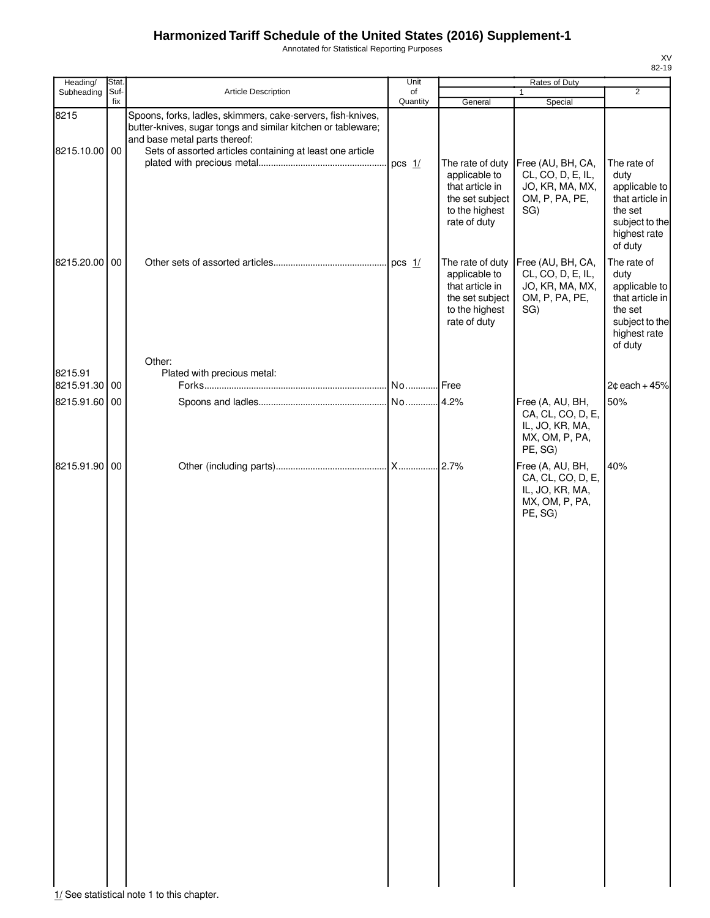# Harmonized Tariff Schedule of the United States (2016) Supplement-1

Annotated for Statistical Reporting Purposes

| Heading/ Subheading | Stat. Suf- fix | Article Description | Unit of Quantity | Rates of Duty 1 General | Rates of Duty 1 Special | Rates of Duty 2 |
|---|---|---|---|---|---|---|
| 8215 | | Spoons, forks, ladles, skimmers, cake-servers, fish-knives, butter-knives, sugar tongs and similar kitchen or tableware; and base metal parts thereof: | | | | |
| 8215.10.00 | 00 | Sets of assorted articles containing at least one article plated with precious metal | pcs 1/ | The rate of duty applicable to that article in the set subject to the highest rate of duty | Free (AU, BH, CA, CL, CO, D, E, IL, JO, KR, MA, MX, OM, P, PA, PE, SG) | The rate of duty applicable to that article in the set subject to the highest rate of duty |
| 8215.20.00 | 00 | Other sets of assorted articles | pcs 1/ | The rate of duty applicable to that article in the set subject to the highest rate of duty | Free (AU, BH, CA, CL, CO, D, E, IL, JO, KR, MA, MX, OM, P, PA, PE, SG) | The rate of duty applicable to that article in the set subject to the highest rate of duty |
| | | Other: | | | | |
| 8215.91 | | Plated with precious metal: | | | | |
| 8215.91.30 | 00 | Forks | No. | Free | | 2¢ each + 45% |
| 8215.91.60 | 00 | Spoons and ladles | No. | 4.2% | Free (A, AU, BH, CA, CL, CO, D, E, IL, JO, KR, MA, MX, OM, P, PA, PE, SG) | 50% |
| 8215.91.90 | 00 | Other (including parts) | X | 2.7% | Free (A, AU, BH, CA, CL, CO, D, E, IL, JO, KR, MA, MX, OM, P, PA, PE, SG) | 40% |

1/ See statistical note 1 to this chapter.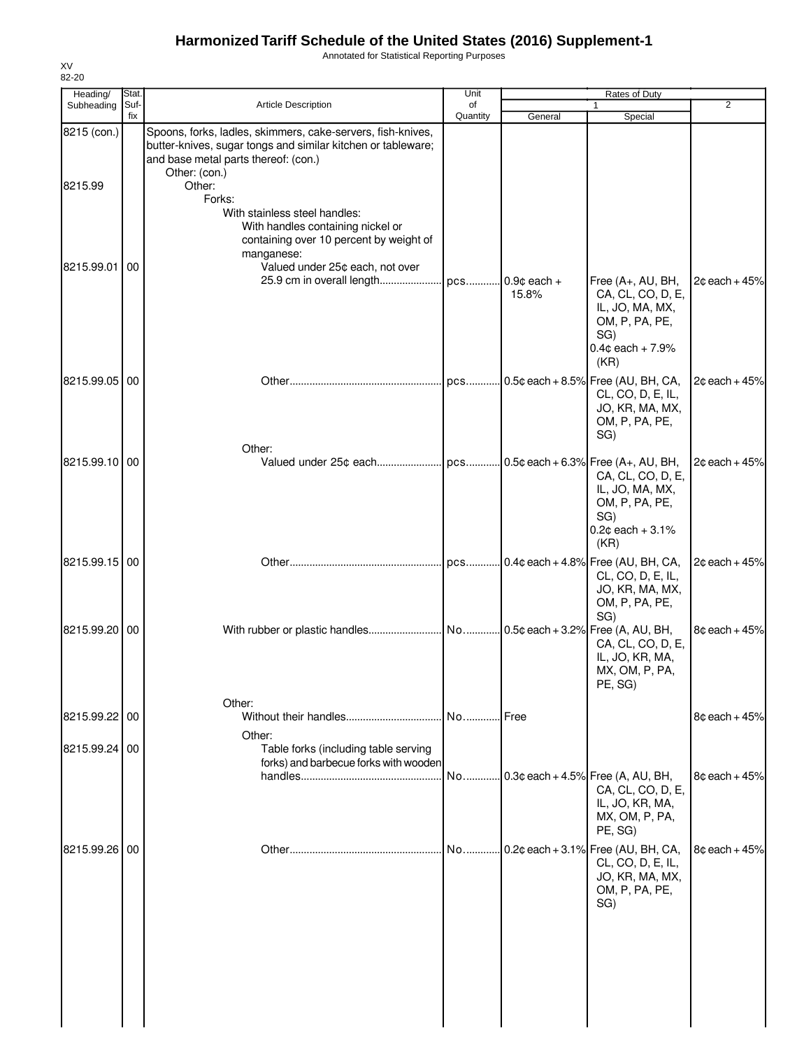# Harmonized Tariff Schedule of the United States (2016) Supplement-1

Annotated for Statistical Reporting Purposes

XV
82-20

| Heading/ Subheading | Stat. Suf- fix | Article Description | Unit of Quantity | Rates of Duty 1 General | Rates of Duty 1 Special | Rates of Duty 2 |
|---|---|---|---|---|---|---|
| 8215 (con.) | | Spoons, forks, ladles, skimmers, cake-servers, fish-knives, butter-knives, sugar tongs and similar kitchen or tableware; and base metal parts thereof: (con.) | | | | |
| | | Other: (con.) | | | | |
| 8215.99 | | Other: | | | | |
| | | Forks: | | | | |
| | | With stainless steel handles: | | | | |
| | | With handles containing nickel or containing over 10 percent by weight of manganese: | | | | |
| 8215.99.01 | 00 | Valued under 25¢ each, not over 25.9 cm in overall length | pcs | 0.9¢ each + 15.8% | Free (A+, AU, BH, CA, CL, CO, D, E, IL, JO, MA, MX, OM, P, PA, PE, SG) 0.4¢ each + 7.9% (KR) | 2¢ each + 45% |
| 8215.99.05 | 00 | Other | pcs | 0.5¢ each + 8.5% | Free (AU, BH, CA, CL, CO, D, E, IL, JO, KR, MA, MX, OM, P, PA, PE, SG) | 2¢ each + 45% |
| | | Other: | | | | |
| 8215.99.10 | 00 | Valued under 25¢ each | pcs | 0.5¢ each + 6.3% | Free (A+, AU, BH, CA, CL, CO, D, E, IL, JO, MA, MX, OM, P, PA, PE, SG) 0.2¢ each + 3.1% (KR) | 2¢ each + 45% |
| 8215.99.15 | 00 | Other | pcs | 0.4¢ each + 4.8% | Free (AU, BH, CA, CL, CO, D, E, IL, JO, KR, MA, MX, OM, P, PA, PE, SG) | 2¢ each + 45% |
| 8215.99.20 | 00 | With rubber or plastic handles | No. | 0.5¢ each + 3.2% | Free (A, AU, BH, CA, CL, CO, D, E, IL, JO, KR, MA, MX, OM, P, PA, PE, SG) | 8¢ each + 45% |
| | | Other: | | | | |
| 8215.99.22 | 00 | Without their handles | No. | Free | | 8¢ each + 45% |
| | | Other: | | | | |
| 8215.99.24 | 00 | Table forks (including table serving forks) and barbecue forks with wooden handles | No. | 0.3¢ each + 4.5% | Free (A, AU, BH, CA, CL, CO, D, E, IL, JO, KR, MA, MX, OM, P, PA, PE, SG) | 8¢ each + 45% |
| 8215.99.26 | 00 | Other | No. | 0.2¢ each + 3.1% | Free (AU, BH, CA, CL, CO, D, E, IL, JO, KR, MA, MX, OM, P, PA, PE, SG) | 8¢ each + 45% |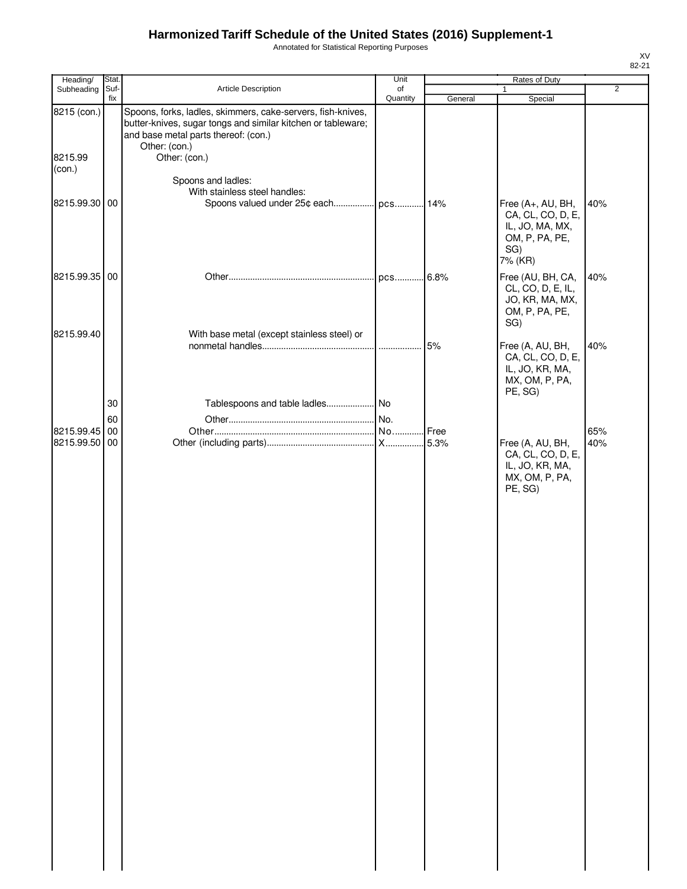# Harmonized Tariff Schedule of the United States (2016) Supplement-1

Annotated for Statistical Reporting Purposes

XV
82-21

| Heading/ Subheading | Stat. Suf- fix | Article Description | Unit of Quantity | Rates of Duty 1 General | Special | 2 |
|---|---|---|---|---|---|---|
| 8215 (con.) | | Spoons, forks, ladles, skimmers, cake-servers, fish-knives, butter-knives, sugar tongs and similar kitchen or tableware; and base metal parts thereof: (con.) | | | | |
| | | Other: (con.) | | | | |
| 8215.99 (con.) | | Other: (con.) | | | | |
| | | Spoons and ladles: | | | | |
| | | With stainless steel handles: | | | | |
| 8215.99.30 | 00 | Spoons valued under 25¢ each | pcs | 14% | Free (A+, AU, BH, CA, CL, CO, D, E, IL, JO, MA, MX, OM, P, PA, PE, SG) 7% (KR) | 40% |
| 8215.99.35 | 00 | Other | pcs | 6.8% | Free (AU, BH, CA, CL, CO, D, E, IL, JO, KR, MA, MX, OM, P, PA, PE, SG) | 40% |
| 8215.99.40 | | With base metal (except stainless steel) or nonmetal handles | | 5% | Free (A, AU, BH, CA, CL, CO, D, E, IL, JO, KR, MA, MX, OM, P, PA, PE, SG) | 40% |
| | 30 | Tablespoons and table ladles | No | | | |
| | 60 | Other | No. | | | |
| 8215.99.45 | 00 | Other | No. | Free | | 65% |
| 8215.99.50 | 00 | Other (including parts) | X | 5.3% | Free (A, AU, BH, CA, CL, CO, D, E, IL, JO, KR, MA, MX, OM, P, PA, PE, SG) | 40% |